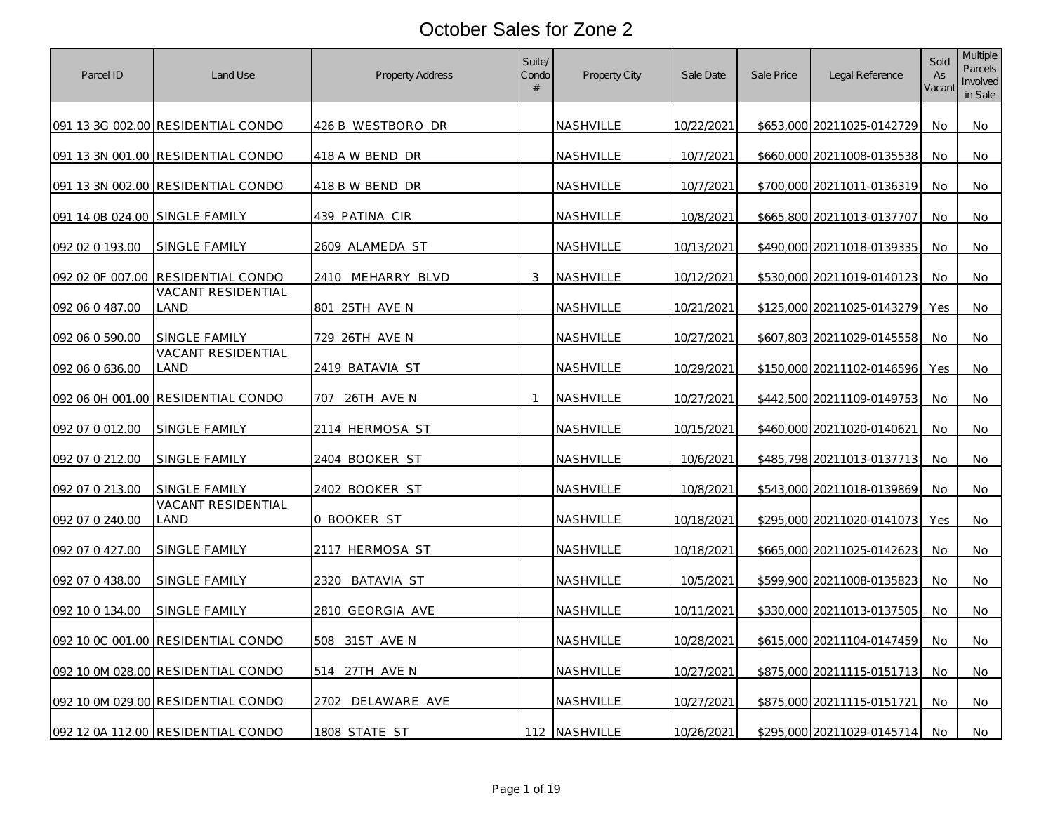# October Sales for Zone 2

| Parcel ID | Land Use | Property Address | Suite/ Condo # | Property City | Sale Date | Sale Price | Legal Reference | Sold As Vacant | Multiple Parcels Involved in Sale |
|---|---|---|---|---|---|---|---|---|---|
| 091 13 3G 002.00 | RESIDENTIAL CONDO | 426 B WESTBORO DR | | NASHVILLE | 10/22/2021 | $653,000 | 20211025-0142729 | No | No |
| 091 13 3N 001.00 | RESIDENTIAL CONDO | 418 A W BEND DR | | NASHVILLE | 10/7/2021 | $660,000 | 20211008-0135538 | No | No |
| 091 13 3N 002.00 | RESIDENTIAL CONDO | 418 B W BEND DR | | NASHVILLE | 10/7/2021 | $700,000 | 20211011-0136319 | No | No |
| 091 14 0B 024.00 | SINGLE FAMILY | 439 PATINA CIR | | NASHVILLE | 10/8/2021 | $665,800 | 20211013-0137707 | No | No |
| 092 02 0 193.00 | SINGLE FAMILY | 2609 ALAMEDA ST | | NASHVILLE | 10/13/2021 | $490,000 | 20211018-0139335 | No | No |
| 092 02 0F 007.00 | RESIDENTIAL CONDO | 2410 MEHARRY BLVD | 3 | NASHVILLE | 10/12/2021 | $530,000 | 20211019-0140123 | No | No |
| 092 06 0 487.00 | VACANT RESIDENTIAL LAND | 801 25TH AVE N | | NASHVILLE | 10/21/2021 | $125,000 | 20211025-0143279 | Yes | No |
| 092 06 0 590.00 | SINGLE FAMILY | 729 26TH AVE N | | NASHVILLE | 10/27/2021 | $607,803 | 20211029-0145558 | No | No |
| 092 06 0 636.00 | VACANT RESIDENTIAL LAND | 2419 BATAVIA ST | | NASHVILLE | 10/29/2021 | $150,000 | 20211102-0146596 | Yes | No |
| 092 06 0H 001.00 | RESIDENTIAL CONDO | 707 26TH AVE N | 1 | NASHVILLE | 10/27/2021 | $442,500 | 20211109-0149753 | No | No |
| 092 07 0 012.00 | SINGLE FAMILY | 2114 HERMOSA ST | | NASHVILLE | 10/15/2021 | $460,000 | 20211020-0140621 | No | No |
| 092 07 0 212.00 | SINGLE FAMILY | 2404 BOOKER ST | | NASHVILLE | 10/6/2021 | $485,798 | 20211013-0137713 | No | No |
| 092 07 0 213.00 | SINGLE FAMILY | 2402 BOOKER ST | | NASHVILLE | 10/8/2021 | $543,000 | 20211018-0139869 | No | No |
| 092 07 0 240.00 | VACANT RESIDENTIAL LAND | 0 BOOKER ST | | NASHVILLE | 10/18/2021 | $295,000 | 20211020-0141073 | Yes | No |
| 092 07 0 427.00 | SINGLE FAMILY | 2117 HERMOSA ST | | NASHVILLE | 10/18/2021 | $665,000 | 20211025-0142623 | No | No |
| 092 07 0 438.00 | SINGLE FAMILY | 2320 BATAVIA ST | | NASHVILLE | 10/5/2021 | $599,900 | 20211008-0135823 | No | No |
| 092 10 0 134.00 | SINGLE FAMILY | 2810 GEORGIA AVE | | NASHVILLE | 10/11/2021 | $330,000 | 20211013-0137505 | No | No |
| 092 10 0C 001.00 | RESIDENTIAL CONDO | 508 31ST AVE N | | NASHVILLE | 10/28/2021 | $615,000 | 20211104-0147459 | No | No |
| 092 10 0M 028.00 | RESIDENTIAL CONDO | 514 27TH AVE N | | NASHVILLE | 10/27/2021 | $875,000 | 20211115-0151713 | No | No |
| 092 10 0M 029.00 | RESIDENTIAL CONDO | 2702 DELAWARE AVE | | NASHVILLE | 10/27/2021 | $875,000 | 20211115-0151721 | No | No |
| 092 12 0A 112.00 | RESIDENTIAL CONDO | 1808 STATE ST | 112 | NASHVILLE | 10/26/2021 | $295,000 | 20211029-0145714 | No | No |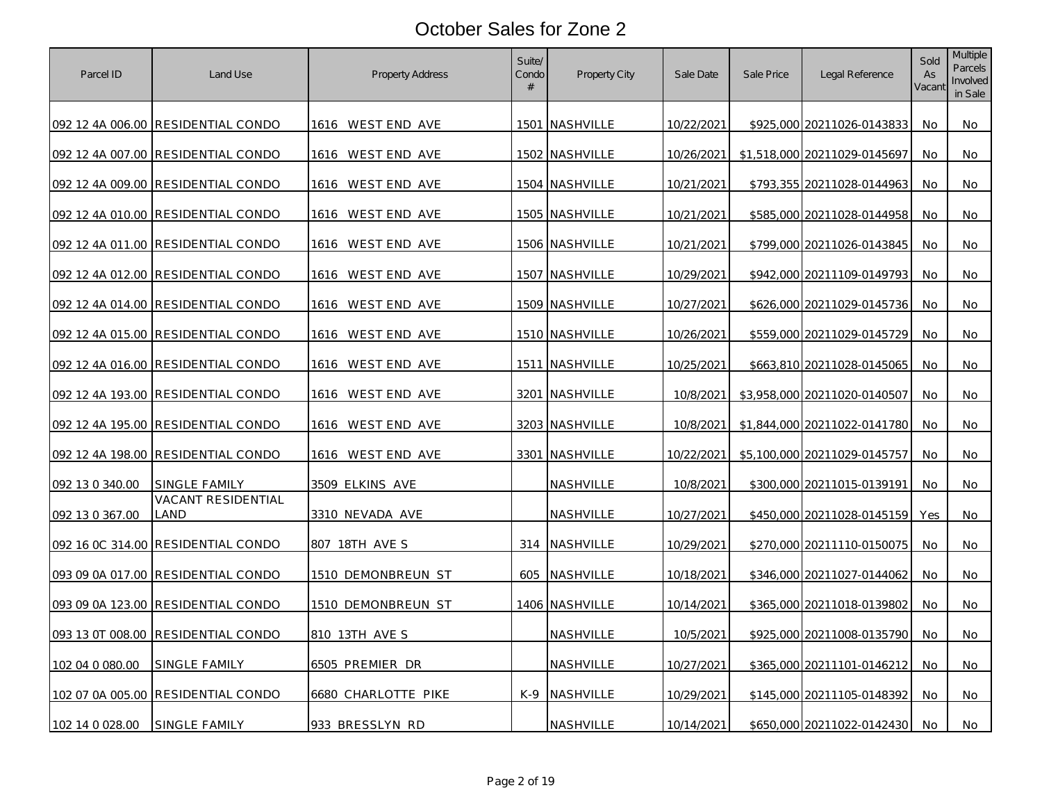# October Sales for Zone 2

| Parcel ID | Land Use | Property Address | Suite/ Condo # | Property City | Sale Date | Sale Price | Legal Reference | Sold As Vacant | Multiple Parcels Involved in Sale |
|---|---|---|---|---|---|---|---|---|---|
| 092 12 4A 006.00 | RESIDENTIAL CONDO | 1616 WEST END AVE | 1501 | NASHVILLE | 10/22/2021 | $925,000 | 20211026-0143833 | No | No |
| 092 12 4A 007.00 | RESIDENTIAL CONDO | 1616 WEST END AVE | 1502 | NASHVILLE | 10/26/2021 | $1,518,000 | 20211029-0145697 | No | No |
| 092 12 4A 009.00 | RESIDENTIAL CONDO | 1616 WEST END AVE | 1504 | NASHVILLE | 10/21/2021 | $793,355 | 20211028-0144963 | No | No |
| 092 12 4A 010.00 | RESIDENTIAL CONDO | 1616 WEST END AVE | 1505 | NASHVILLE | 10/21/2021 | $585,000 | 20211028-0144958 | No | No |
| 092 12 4A 011.00 | RESIDENTIAL CONDO | 1616 WEST END AVE | 1506 | NASHVILLE | 10/21/2021 | $799,000 | 20211026-0143845 | No | No |
| 092 12 4A 012.00 | RESIDENTIAL CONDO | 1616 WEST END AVE | 1507 | NASHVILLE | 10/29/2021 | $942,000 | 20211109-0149793 | No | No |
| 092 12 4A 014.00 | RESIDENTIAL CONDO | 1616 WEST END AVE | 1509 | NASHVILLE | 10/27/2021 | $626,000 | 20211029-0145736 | No | No |
| 092 12 4A 015.00 | RESIDENTIAL CONDO | 1616 WEST END AVE | 1510 | NASHVILLE | 10/26/2021 | $559,000 | 20211029-0145729 | No | No |
| 092 12 4A 016.00 | RESIDENTIAL CONDO | 1616 WEST END AVE | 1511 | NASHVILLE | 10/25/2021 | $663,810 | 20211028-0145065 | No | No |
| 092 12 4A 193.00 | RESIDENTIAL CONDO | 1616 WEST END AVE | 3201 | NASHVILLE | 10/8/2021 | $3,958,000 | 20211020-0140507 | No | No |
| 092 12 4A 195.00 | RESIDENTIAL CONDO | 1616 WEST END AVE | 3203 | NASHVILLE | 10/8/2021 | $1,844,000 | 20211022-0141780 | No | No |
| 092 12 4A 198.00 | RESIDENTIAL CONDO | 1616 WEST END AVE | 3301 | NASHVILLE | 10/22/2021 | $5,100,000 | 20211029-0145757 | No | No |
| 092 13 0 340.00 | SINGLE FAMILY | 3509 ELKINS AVE | | NASHVILLE | 10/8/2021 | $300,000 | 20211015-0139191 | No | No |
| 092 13 0 367.00 | VACANT RESIDENTIAL LAND | 3310 NEVADA AVE | | NASHVILLE | 10/27/2021 | $450,000 | 20211028-0145159 | Yes | No |
| 092 16 0C 314.00 | RESIDENTIAL CONDO | 807 18TH AVE S | 314 | NASHVILLE | 10/29/2021 | $270,000 | 20211110-0150075 | No | No |
| 093 09 0A 017.00 | RESIDENTIAL CONDO | 1510 DEMONBREUN ST | 605 | NASHVILLE | 10/18/2021 | $346,000 | 20211027-0144062 | No | No |
| 093 09 0A 123.00 | RESIDENTIAL CONDO | 1510 DEMONBREUN ST | 1406 | NASHVILLE | 10/14/2021 | $365,000 | 20211018-0139802 | No | No |
| 093 13 0T 008.00 | RESIDENTIAL CONDO | 810 13TH AVE S | | NASHVILLE | 10/5/2021 | $925,000 | 20211008-0135790 | No | No |
| 102 04 0 080.00 | SINGLE FAMILY | 6505 PREMIER DR | | NASHVILLE | 10/27/2021 | $365,000 | 20211101-0146212 | No | No |
| 102 07 0A 005.00 | RESIDENTIAL CONDO | 6680 CHARLOTTE PIKE | K-9 | NASHVILLE | 10/29/2021 | $145,000 | 20211105-0148392 | No | No |
| 102 14 0 028.00 | SINGLE FAMILY | 933 BRESSLYN RD | | NASHVILLE | 10/14/2021 | $650,000 | 20211022-0142430 | No | No |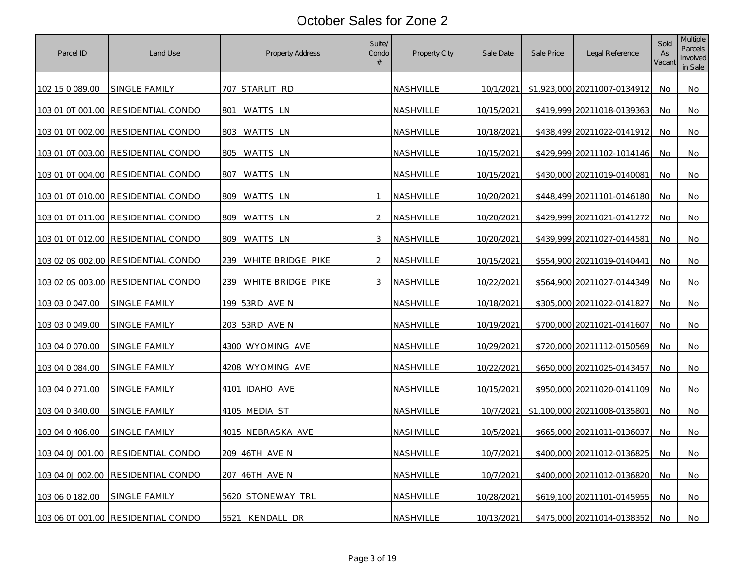# October Sales for Zone 2

| Parcel ID | Land Use | Property Address | Suite/ Condo # | Property City | Sale Date | Sale Price | Legal Reference | Sold As Vacant | Multiple Parcels Involved in Sale |
|---|---|---|---|---|---|---|---|---|---|
| 102 15 0 089.00 | SINGLE FAMILY | 707 STARLIT RD | | NASHVILLE | 10/1/2021 | $1,923,000 | 20211007-0134912 | No | No |
| 103 01 0T 001.00 | RESIDENTIAL CONDO | 801 WATTS LN | | NASHVILLE | 10/15/2021 | $419,999 | 20211018-0139363 | No | No |
| 103 01 0T 002.00 | RESIDENTIAL CONDO | 803 WATTS LN | | NASHVILLE | 10/18/2021 | $438,499 | 20211022-0141912 | No | No |
| 103 01 0T 003.00 | RESIDENTIAL CONDO | 805 WATTS LN | | NASHVILLE | 10/15/2021 | $429,999 | 20211102-1014146 | No | No |
| 103 01 0T 004.00 | RESIDENTIAL CONDO | 807 WATTS LN | | NASHVILLE | 10/15/2021 | $430,000 | 20211019-0140081 | No | No |
| 103 01 0T 010.00 | RESIDENTIAL CONDO | 809 WATTS LN | 1 | NASHVILLE | 10/20/2021 | $448,499 | 20211101-0146180 | No | No |
| 103 01 0T 011.00 | RESIDENTIAL CONDO | 809 WATTS LN | 2 | NASHVILLE | 10/20/2021 | $429,999 | 20211021-0141272 | No | No |
| 103 01 0T 012.00 | RESIDENTIAL CONDO | 809 WATTS LN | 3 | NASHVILLE | 10/20/2021 | $439,999 | 20211027-0144581 | No | No |
| 103 02 0S 002.00 | RESIDENTIAL CONDO | 239 WHITE BRIDGE PIKE | 2 | NASHVILLE | 10/15/2021 | $554,900 | 20211019-0140441 | No | No |
| 103 02 0S 003.00 | RESIDENTIAL CONDO | 239 WHITE BRIDGE PIKE | 3 | NASHVILLE | 10/22/2021 | $564,900 | 20211027-0144349 | No | No |
| 103 03 0 047.00 | SINGLE FAMILY | 199 53RD AVE N | | NASHVILLE | 10/18/2021 | $305,000 | 20211022-0141827 | No | No |
| 103 03 0 049.00 | SINGLE FAMILY | 203 53RD AVE N | | NASHVILLE | 10/19/2021 | $700,000 | 20211021-0141607 | No | No |
| 103 04 0 070.00 | SINGLE FAMILY | 4300 WYOMING AVE | | NASHVILLE | 10/29/2021 | $720,000 | 20211112-0150569 | No | No |
| 103 04 0 084.00 | SINGLE FAMILY | 4208 WYOMING AVE | | NASHVILLE | 10/22/2021 | $650,000 | 20211025-0143457 | No | No |
| 103 04 0 271.00 | SINGLE FAMILY | 4101 IDAHO AVE | | NASHVILLE | 10/15/2021 | $950,000 | 20211020-0141109 | No | No |
| 103 04 0 340.00 | SINGLE FAMILY | 4105 MEDIA ST | | NASHVILLE | 10/7/2021 | $1,100,000 | 20211008-0135801 | No | No |
| 103 04 0 406.00 | SINGLE FAMILY | 4015 NEBRASKA AVE | | NASHVILLE | 10/5/2021 | $665,000 | 20211011-0136037 | No | No |
| 103 04 0J 001.00 | RESIDENTIAL CONDO | 209 46TH AVE N | | NASHVILLE | 10/7/2021 | $400,000 | 20211012-0136825 | No | No |
| 103 04 0J 002.00 | RESIDENTIAL CONDO | 207 46TH AVE N | | NASHVILLE | 10/7/2021 | $400,000 | 20211012-0136820 | No | No |
| 103 06 0 182.00 | SINGLE FAMILY | 5620 STONEWAY TRL | | NASHVILLE | 10/28/2021 | $619,100 | 20211101-0145955 | No | No |
| 103 06 0T 001.00 | RESIDENTIAL CONDO | 5521 KENDALL DR | | NASHVILLE | 10/13/2021 | $475,000 | 20211014-0138352 | No | No |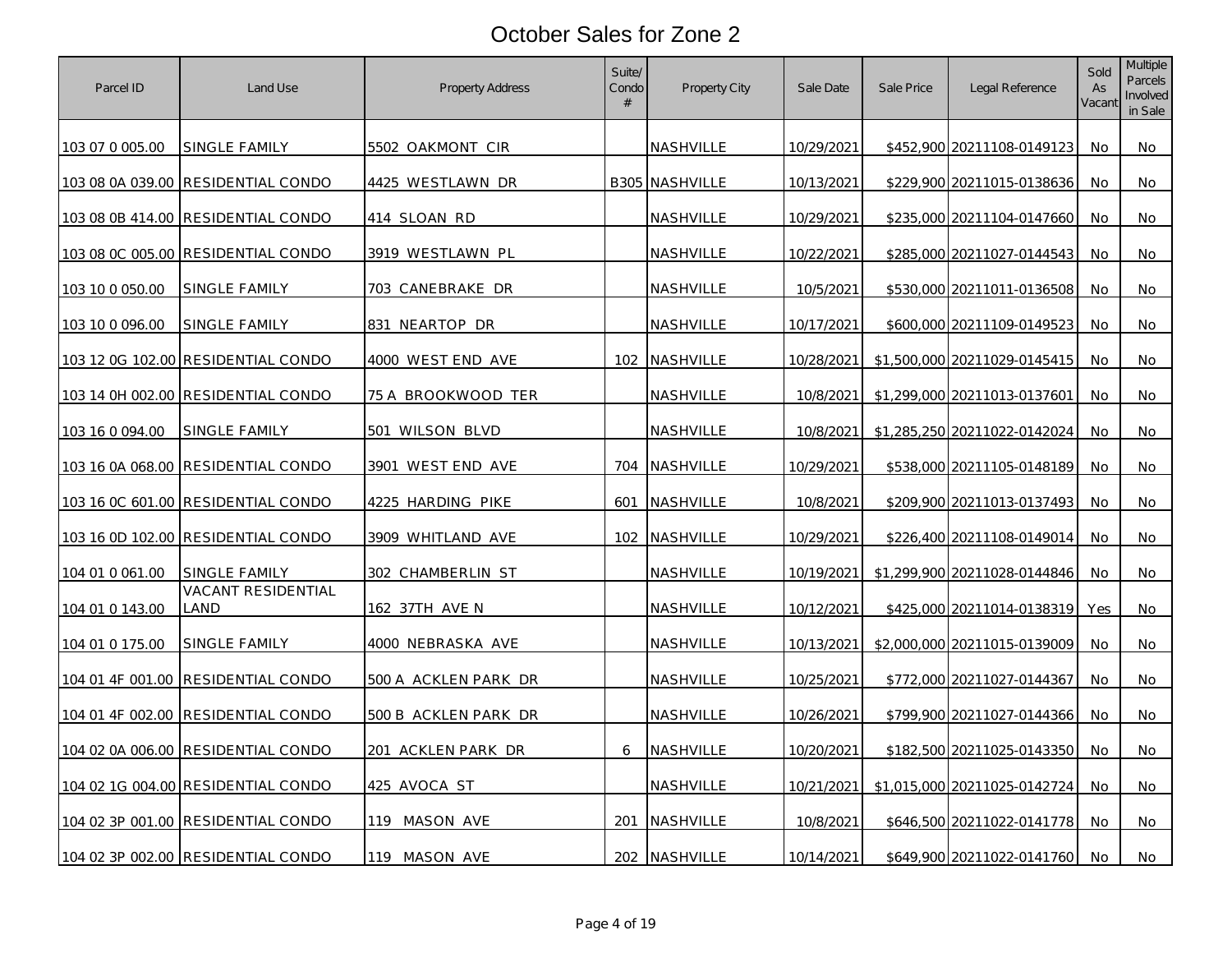# October Sales for Zone 2

| Parcel ID | Land Use | Property Address | Suite/ Condo # | Property City | Sale Date | Sale Price | Legal Reference | Sold As Vacant | Multiple Parcels Involved in Sale |
|---|---|---|---|---|---|---|---|---|---|
| 103 07 0 005.00 | SINGLE FAMILY | 5502 OAKMONT CIR | | NASHVILLE | 10/29/2021 | $452,900 | 20211108-0149123 | No | No |
| 103 08 0A 039.00 | RESIDENTIAL CONDO | 4425 WESTLAWN DR | B305 | NASHVILLE | 10/13/2021 | $229,900 | 20211015-0138636 | No | No |
| 103 08 0B 414.00 | RESIDENTIAL CONDO | 414 SLOAN RD | | NASHVILLE | 10/29/2021 | $235,000 | 20211104-0147660 | No | No |
| 103 08 0C 005.00 | RESIDENTIAL CONDO | 3919 WESTLAWN PL | | NASHVILLE | 10/22/2021 | $285,000 | 20211027-0144543 | No | No |
| 103 10 0 050.00 | SINGLE FAMILY | 703 CANEBRAKE DR | | NASHVILLE | 10/5/2021 | $530,000 | 20211011-0136508 | No | No |
| 103 10 0 096.00 | SINGLE FAMILY | 831 NEARTOP DR | | NASHVILLE | 10/17/2021 | $600,000 | 20211109-0149523 | No | No |
| 103 12 0G 102.00 | RESIDENTIAL CONDO | 4000 WEST END AVE | 102 | NASHVILLE | 10/28/2021 | $1,500,000 | 20211029-0145415 | No | No |
| 103 14 0H 002.00 | RESIDENTIAL CONDO | 75 A BROOKWOOD TER | | NASHVILLE | 10/8/2021 | $1,299,000 | 20211013-0137601 | No | No |
| 103 16 0 094.00 | SINGLE FAMILY | 501 WILSON BLVD | | NASHVILLE | 10/8/2021 | $1,285,250 | 20211022-0142024 | No | No |
| 103 16 0A 068.00 | RESIDENTIAL CONDO | 3901 WEST END AVE | 704 | NASHVILLE | 10/29/2021 | $538,000 | 20211105-0148189 | No | No |
| 103 16 0C 601.00 | RESIDENTIAL CONDO | 4225 HARDING PIKE | 601 | NASHVILLE | 10/8/2021 | $209,900 | 20211013-0137493 | No | No |
| 103 16 0D 102.00 | RESIDENTIAL CONDO | 3909 WHITLAND AVE | 102 | NASHVILLE | 10/29/2021 | $226,400 | 20211108-0149014 | No | No |
| 104 01 0 061.00 | SINGLE FAMILY | 302 CHAMBERLIN ST | | NASHVILLE | 10/19/2021 | $1,299,900 | 20211028-0144846 | No | No |
| 104 01 0 143.00 | VACANT RESIDENTIAL LAND | 162 37TH AVE N | | NASHVILLE | 10/12/2021 | $425,000 | 20211014-0138319 | Yes | No |
| 104 01 0 175.00 | SINGLE FAMILY | 4000 NEBRASKA AVE | | NASHVILLE | 10/13/2021 | $2,000,000 | 20211015-0139009 | No | No |
| 104 01 4F 001.00 | RESIDENTIAL CONDO | 500 A ACKLEN PARK DR | | NASHVILLE | 10/25/2021 | $772,000 | 20211027-0144367 | No | No |
| 104 01 4F 002.00 | RESIDENTIAL CONDO | 500 B ACKLEN PARK DR | | NASHVILLE | 10/26/2021 | $799,900 | 20211027-0144366 | No | No |
| 104 02 0A 006.00 | RESIDENTIAL CONDO | 201 ACKLEN PARK DR | 6 | NASHVILLE | 10/20/2021 | $182,500 | 20211025-0143350 | No | No |
| 104 02 1G 004.00 | RESIDENTIAL CONDO | 425 AVOCA ST | | NASHVILLE | 10/21/2021 | $1,015,000 | 20211025-0142724 | No | No |
| 104 02 3P 001.00 | RESIDENTIAL CONDO | 119 MASON AVE | 201 | NASHVILLE | 10/8/2021 | $646,500 | 20211022-0141778 | No | No |
| 104 02 3P 002.00 | RESIDENTIAL CONDO | 119 MASON AVE | 202 | NASHVILLE | 10/14/2021 | $649,900 | 20211022-0141760 | No | No |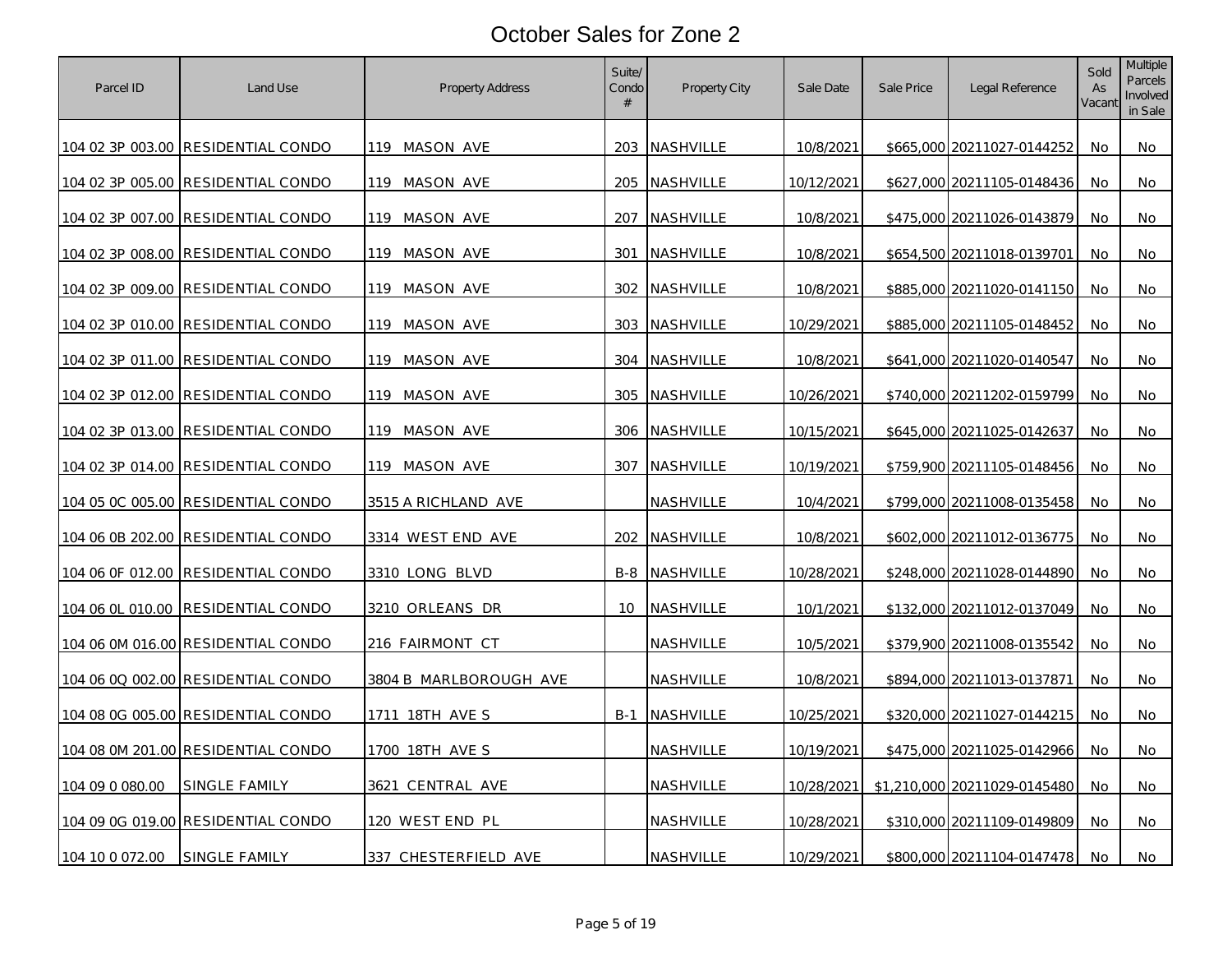# October Sales for Zone 2

| Parcel ID | Land Use | Property Address | Suite/ Condo # | Property City | Sale Date | Sale Price | Legal Reference | Sold As Vacant | Multiple Parcels Involved in Sale |
|---|---|---|---|---|---|---|---|---|---|
| 104 02 3P 003.00 | RESIDENTIAL CONDO | 119 MASON AVE | 203 | NASHVILLE | 10/8/2021 | $665,000 | 20211027-0144252 | No | No |
| 104 02 3P 005.00 | RESIDENTIAL CONDO | 119 MASON AVE | 205 | NASHVILLE | 10/12/2021 | $627,000 | 20211105-0148436 | No | No |
| 104 02 3P 007.00 | RESIDENTIAL CONDO | 119 MASON AVE | 207 | NASHVILLE | 10/8/2021 | $475,000 | 20211026-0143879 | No | No |
| 104 02 3P 008.00 | RESIDENTIAL CONDO | 119 MASON AVE | 301 | NASHVILLE | 10/8/2021 | $654,500 | 20211018-0139701 | No | No |
| 104 02 3P 009.00 | RESIDENTIAL CONDO | 119 MASON AVE | 302 | NASHVILLE | 10/8/2021 | $885,000 | 20211020-0141150 | No | No |
| 104 02 3P 010.00 | RESIDENTIAL CONDO | 119 MASON AVE | 303 | NASHVILLE | 10/29/2021 | $885,000 | 20211105-0148452 | No | No |
| 104 02 3P 011.00 | RESIDENTIAL CONDO | 119 MASON AVE | 304 | NASHVILLE | 10/8/2021 | $641,000 | 20211020-0140547 | No | No |
| 104 02 3P 012.00 | RESIDENTIAL CONDO | 119 MASON AVE | 305 | NASHVILLE | 10/26/2021 | $740,000 | 20211202-0159799 | No | No |
| 104 02 3P 013.00 | RESIDENTIAL CONDO | 119 MASON AVE | 306 | NASHVILLE | 10/15/2021 | $645,000 | 20211025-0142637 | No | No |
| 104 02 3P 014.00 | RESIDENTIAL CONDO | 119 MASON AVE | 307 | NASHVILLE | 10/19/2021 | $759,900 | 20211105-0148456 | No | No |
| 104 05 0C 005.00 | RESIDENTIAL CONDO | 3515 A RICHLAND AVE | | NASHVILLE | 10/4/2021 | $799,000 | 20211008-0135458 | No | No |
| 104 06 0B 202.00 | RESIDENTIAL CONDO | 3314 WEST END AVE | 202 | NASHVILLE | 10/8/2021 | $602,000 | 20211012-0136775 | No | No |
| 104 06 0F 012.00 | RESIDENTIAL CONDO | 3310 LONG BLVD | B-8 | NASHVILLE | 10/28/2021 | $248,000 | 20211028-0144890 | No | No |
| 104 06 0L 010.00 | RESIDENTIAL CONDO | 3210 ORLEANS DR | 10 | NASHVILLE | 10/1/2021 | $132,000 | 20211012-0137049 | No | No |
| 104 06 0M 016.00 | RESIDENTIAL CONDO | 216 FAIRMONT CT | | NASHVILLE | 10/5/2021 | $379,900 | 20211008-0135542 | No | No |
| 104 06 0Q 002.00 | RESIDENTIAL CONDO | 3804 B MARLBOROUGH AVE | | NASHVILLE | 10/8/2021 | $894,000 | 20211013-0137871 | No | No |
| 104 08 0G 005.00 | RESIDENTIAL CONDO | 1711 18TH AVE S | B-1 | NASHVILLE | 10/25/2021 | $320,000 | 20211027-0144215 | No | No |
| 104 08 0M 201.00 | RESIDENTIAL CONDO | 1700 18TH AVE S | | NASHVILLE | 10/19/2021 | $475,000 | 20211025-0142966 | No | No |
| 104 09 0 080.00 | SINGLE FAMILY | 3621 CENTRAL AVE | | NASHVILLE | 10/28/2021 | $1,210,000 | 20211029-0145480 | No | No |
| 104 09 0G 019.00 | RESIDENTIAL CONDO | 120 WEST END PL | | NASHVILLE | 10/28/2021 | $310,000 | 20211109-0149809 | No | No |
| 104 10 0 072.00 | SINGLE FAMILY | 337 CHESTERFIELD AVE | | NASHVILLE | 10/29/2021 | $800,000 | 20211104-0147478 | No | No |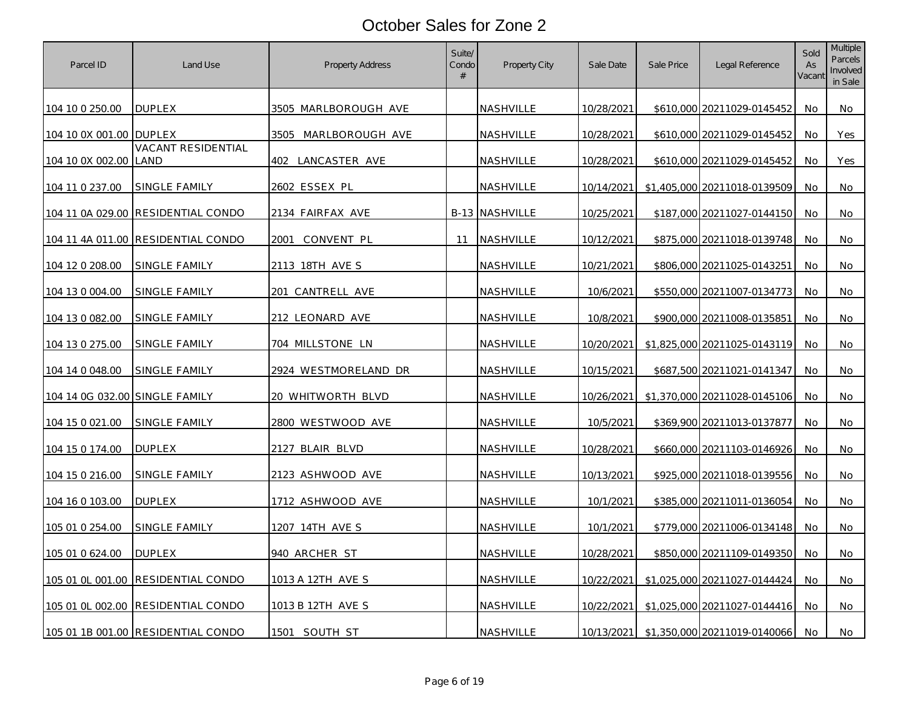# October Sales for Zone 2

| Parcel ID | Land Use | Property Address | Suite/ Condo # | Property City | Sale Date | Sale Price | Legal Reference | Sold As Vacant | Multiple Parcels Involved in Sale |
|---|---|---|---|---|---|---|---|---|---|
| 104 10 0 250.00 | DUPLEX | 3505 MARLBOROUGH AVE | | NASHVILLE | 10/28/2021 | $610,000 | 20211029-0145452 | No | No |
| 104 10 0X 001.00 | DUPLEX | 3505 MARLBOROUGH AVE | | NASHVILLE | 10/28/2021 | $610,000 | 20211029-0145452 | No | Yes |
| 104 10 0X 002.00 | VACANT RESIDENTIAL LAND | 402 LANCASTER AVE | | NASHVILLE | 10/28/2021 | $610,000 | 20211029-0145452 | No | Yes |
| 104 11 0 237.00 | SINGLE FAMILY | 2602 ESSEX PL | | NASHVILLE | 10/14/2021 | $1,405,000 | 20211018-0139509 | No | No |
| 104 11 0A 029.00 | RESIDENTIAL CONDO | 2134 FAIRFAX AVE | B-13 | NASHVILLE | 10/25/2021 | $187,000 | 20211027-0144150 | No | No |
| 104 11 4A 011.00 | RESIDENTIAL CONDO | 2001 CONVENT PL | 11 | NASHVILLE | 10/12/2021 | $875,000 | 20211018-0139748 | No | No |
| 104 12 0 208.00 | SINGLE FAMILY | 2113 18TH AVE S | | NASHVILLE | 10/21/2021 | $806,000 | 20211025-0143251 | No | No |
| 104 13 0 004.00 | SINGLE FAMILY | 201 CANTRELL AVE | | NASHVILLE | 10/6/2021 | $550,000 | 20211007-0134773 | No | No |
| 104 13 0 082.00 | SINGLE FAMILY | 212 LEONARD AVE | | NASHVILLE | 10/8/2021 | $900,000 | 20211008-0135851 | No | No |
| 104 13 0 275.00 | SINGLE FAMILY | 704 MILLSTONE LN | | NASHVILLE | 10/20/2021 | $1,825,000 | 20211025-0143119 | No | No |
| 104 14 0 048.00 | SINGLE FAMILY | 2924 WESTMORELAND DR | | NASHVILLE | 10/15/2021 | $687,500 | 20211021-0141347 | No | No |
| 104 14 0G 032.00 | SINGLE FAMILY | 20 WHITWORTH BLVD | | NASHVILLE | 10/26/2021 | $1,370,000 | 20211028-0145106 | No | No |
| 104 15 0 021.00 | SINGLE FAMILY | 2800 WESTWOOD AVE | | NASHVILLE | 10/5/2021 | $369,900 | 20211013-0137877 | No | No |
| 104 15 0 174.00 | DUPLEX | 2127 BLAIR BLVD | | NASHVILLE | 10/28/2021 | $660,000 | 20211103-0146926 | No | No |
| 104 15 0 216.00 | SINGLE FAMILY | 2123 ASHWOOD AVE | | NASHVILLE | 10/13/2021 | $925,000 | 20211018-0139556 | No | No |
| 104 16 0 103.00 | DUPLEX | 1712 ASHWOOD AVE | | NASHVILLE | 10/1/2021 | $385,000 | 20211011-0136054 | No | No |
| 105 01 0 254.00 | SINGLE FAMILY | 1207 14TH AVE S | | NASHVILLE | 10/1/2021 | $779,000 | 20211006-0134148 | No | No |
| 105 01 0 624.00 | DUPLEX | 940 ARCHER ST | | NASHVILLE | 10/28/2021 | $850,000 | 20211109-0149350 | No | No |
| 105 01 0L 001.00 | RESIDENTIAL CONDO | 1013 A 12TH AVE S | | NASHVILLE | 10/22/2021 | $1,025,000 | 20211027-0144424 | No | No |
| 105 01 0L 002.00 | RESIDENTIAL CONDO | 1013 B 12TH AVE S | | NASHVILLE | 10/22/2021 | $1,025,000 | 20211027-0144416 | No | No |
| 105 01 1B 001.00 | RESIDENTIAL CONDO | 1501 SOUTH ST | | NASHVILLE | 10/13/2021 | $1,350,000 | 20211019-0140066 | No | No |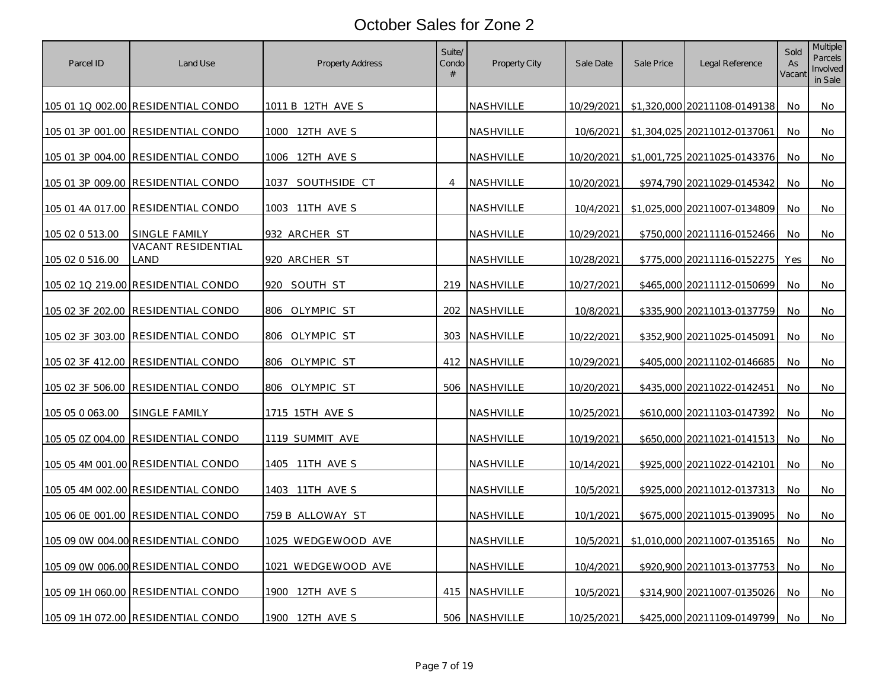# October Sales for Zone 2

| Parcel ID | Land Use | Property Address | Suite/ Condo # | Property City | Sale Date | Sale Price | Legal Reference | Sold As Vacant | Multiple Parcels Involved in Sale |
|---|---|---|---|---|---|---|---|---|---|
| 105 01 1Q 002.00 | RESIDENTIAL CONDO | 1011 B 12TH AVE S | | NASHVILLE | 10/29/2021 | $1,320,000 | 20211108-0149138 | No | No |
| 105 01 3P 001.00 | RESIDENTIAL CONDO | 1000 12TH AVE S | | NASHVILLE | 10/6/2021 | $1,304,025 | 20211012-0137061 | No | No |
| 105 01 3P 004.00 | RESIDENTIAL CONDO | 1006 12TH AVE S | | NASHVILLE | 10/20/2021 | $1,001,725 | 20211025-0143376 | No | No |
| 105 01 3P 009.00 | RESIDENTIAL CONDO | 1037 SOUTHSIDE CT | 4 | NASHVILLE | 10/20/2021 | $974,790 | 20211029-0145342 | No | No |
| 105 01 4A 017.00 | RESIDENTIAL CONDO | 1003 11TH AVE S | | NASHVILLE | 10/4/2021 | $1,025,000 | 20211007-0134809 | No | No |
| 105 02 0 513.00 | SINGLE FAMILY | 932 ARCHER ST | | NASHVILLE | 10/29/2021 | $750,000 | 20211116-0152466 | No | No |
| 105 02 0 516.00 | VACANT RESIDENTIAL LAND | 920 ARCHER ST | | NASHVILLE | 10/28/2021 | $775,000 | 20211116-0152275 | Yes | No |
| 105 02 1Q 219.00 | RESIDENTIAL CONDO | 920 SOUTH ST | 219 | NASHVILLE | 10/27/2021 | $465,000 | 20211112-0150699 | No | No |
| 105 02 3F 202.00 | RESIDENTIAL CONDO | 806 OLYMPIC ST | 202 | NASHVILLE | 10/8/2021 | $335,900 | 20211013-0137759 | No | No |
| 105 02 3F 303.00 | RESIDENTIAL CONDO | 806 OLYMPIC ST | 303 | NASHVILLE | 10/22/2021 | $352,900 | 20211025-0145091 | No | No |
| 105 02 3F 412.00 | RESIDENTIAL CONDO | 806 OLYMPIC ST | 412 | NASHVILLE | 10/29/2021 | $405,000 | 20211102-0146685 | No | No |
| 105 02 3F 506.00 | RESIDENTIAL CONDO | 806 OLYMPIC ST | 506 | NASHVILLE | 10/20/2021 | $435,000 | 20211022-0142451 | No | No |
| 105 05 0 063.00 | SINGLE FAMILY | 1715 15TH AVE S | | NASHVILLE | 10/25/2021 | $610,000 | 20211103-0147392 | No | No |
| 105 05 0Z 004.00 | RESIDENTIAL CONDO | 1119 SUMMIT AVE | | NASHVILLE | 10/19/2021 | $650,000 | 20211021-0141513 | No | No |
| 105 05 4M 001.00 | RESIDENTIAL CONDO | 1405 11TH AVE S | | NASHVILLE | 10/14/2021 | $925,000 | 20211022-0142101 | No | No |
| 105 05 4M 002.00 | RESIDENTIAL CONDO | 1403 11TH AVE S | | NASHVILLE | 10/5/2021 | $925,000 | 20211012-0137313 | No | No |
| 105 06 0E 001.00 | RESIDENTIAL CONDO | 759 B ALLOWAY ST | | NASHVILLE | 10/1/2021 | $675,000 | 20211015-0139095 | No | No |
| 105 09 0W 004.00 | RESIDENTIAL CONDO | 1025 WEDGEWOOD AVE | | NASHVILLE | 10/5/2021 | $1,010,000 | 20211007-0135165 | No | No |
| 105 09 0W 006.00 | RESIDENTIAL CONDO | 1021 WEDGEWOOD AVE | | NASHVILLE | 10/4/2021 | $920,900 | 20211013-0137753 | No | No |
| 105 09 1H 060.00 | RESIDENTIAL CONDO | 1900 12TH AVE S | 415 | NASHVILLE | 10/5/2021 | $314,900 | 20211007-0135026 | No | No |
| 105 09 1H 072.00 | RESIDENTIAL CONDO | 1900 12TH AVE S | 506 | NASHVILLE | 10/25/2021 | $425,000 | 20211109-0149799 | No | No |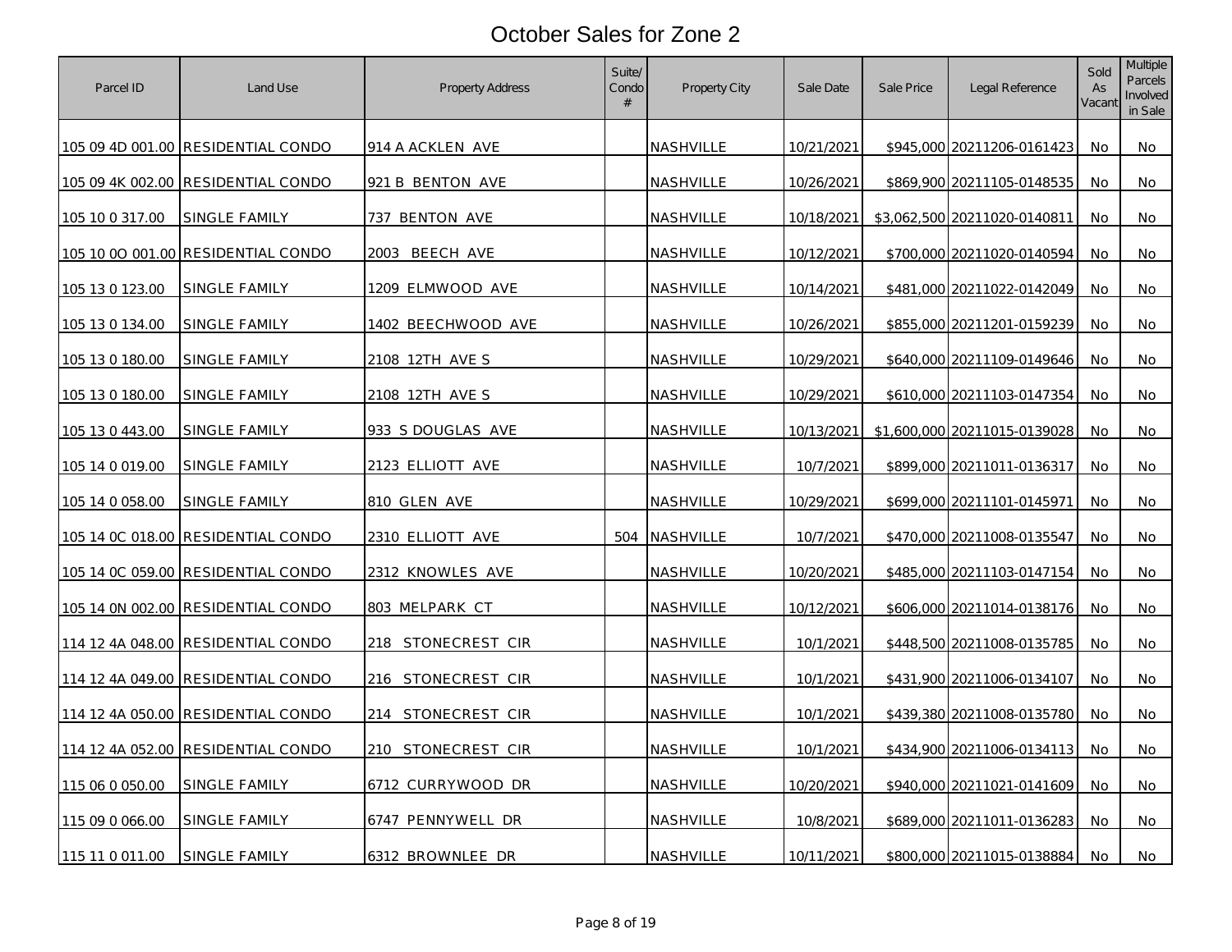# October Sales for Zone 2

| Parcel ID | Land Use | Property Address | Suite/ Condo # | Property City | Sale Date | Sale Price | Legal Reference | Sold As Vacant | Multiple Parcels Involved in Sale |
|---|---|---|---|---|---|---|---|---|---|
| 105 09 4D 001.00 | RESIDENTIAL CONDO | 914 A ACKLEN AVE | | NASHVILLE | 10/21/2021 | $945,000 | 20211206-0161423 | No | No |
| 105 09 4K 002.00 | RESIDENTIAL CONDO | 921 B BENTON AVE | | NASHVILLE | 10/26/2021 | $869,900 | 20211105-0148535 | No | No |
| 105 10 0 317.00 | SINGLE FAMILY | 737 BENTON AVE | | NASHVILLE | 10/18/2021 | $3,062,500 | 20211020-0140811 | No | No |
| 105 10 0O 001.00 | RESIDENTIAL CONDO | 2003 BEECH AVE | | NASHVILLE | 10/12/2021 | $700,000 | 20211020-0140594 | No | No |
| 105 13 0 123.00 | SINGLE FAMILY | 1209 ELMWOOD AVE | | NASHVILLE | 10/14/2021 | $481,000 | 20211022-0142049 | No | No |
| 105 13 0 134.00 | SINGLE FAMILY | 1402 BEECHWOOD AVE | | NASHVILLE | 10/26/2021 | $855,000 | 20211201-0159239 | No | No |
| 105 13 0 180.00 | SINGLE FAMILY | 2108 12TH AVE S | | NASHVILLE | 10/29/2021 | $640,000 | 20211109-0149646 | No | No |
| 105 13 0 180.00 | SINGLE FAMILY | 2108 12TH AVE S | | NASHVILLE | 10/29/2021 | $610,000 | 20211103-0147354 | No | No |
| 105 13 0 443.00 | SINGLE FAMILY | 933 S DOUGLAS AVE | | NASHVILLE | 10/13/2021 | $1,600,000 | 20211015-0139028 | No | No |
| 105 14 0 019.00 | SINGLE FAMILY | 2123 ELLIOTT AVE | | NASHVILLE | 10/7/2021 | $899,000 | 20211011-0136317 | No | No |
| 105 14 0 058.00 | SINGLE FAMILY | 810 GLEN AVE | | NASHVILLE | 10/29/2021 | $699,000 | 20211101-0145971 | No | No |
| 105 14 0C 018.00 | RESIDENTIAL CONDO | 2310 ELLIOTT AVE | 504 | NASHVILLE | 10/7/2021 | $470,000 | 20211008-0135547 | No | No |
| 105 14 0C 059.00 | RESIDENTIAL CONDO | 2312 KNOWLES AVE | | NASHVILLE | 10/20/2021 | $485,000 | 20211103-0147154 | No | No |
| 105 14 0N 002.00 | RESIDENTIAL CONDO | 803 MELPARK CT | | NASHVILLE | 10/12/2021 | $606,000 | 20211014-0138176 | No | No |
| 114 12 4A 048.00 | RESIDENTIAL CONDO | 218 STONECREST CIR | | NASHVILLE | 10/1/2021 | $448,500 | 20211008-0135785 | No | No |
| 114 12 4A 049.00 | RESIDENTIAL CONDO | 216 STONECREST CIR | | NASHVILLE | 10/1/2021 | $431,900 | 20211006-0134107 | No | No |
| 114 12 4A 050.00 | RESIDENTIAL CONDO | 214 STONECREST CIR | | NASHVILLE | 10/1/2021 | $439,380 | 20211008-0135780 | No | No |
| 114 12 4A 052.00 | RESIDENTIAL CONDO | 210 STONECREST CIR | | NASHVILLE | 10/1/2021 | $434,900 | 20211006-0134113 | No | No |
| 115 06 0 050.00 | SINGLE FAMILY | 6712 CURRYWOOD DR | | NASHVILLE | 10/20/2021 | $940,000 | 20211021-0141609 | No | No |
| 115 09 0 066.00 | SINGLE FAMILY | 6747 PENNYWELL DR | | NASHVILLE | 10/8/2021 | $689,000 | 20211011-0136283 | No | No |
| 115 11 0 011.00 | SINGLE FAMILY | 6312 BROWNLEE DR | | NASHVILLE | 10/11/2021 | $800,000 | 20211015-0138884 | No | No |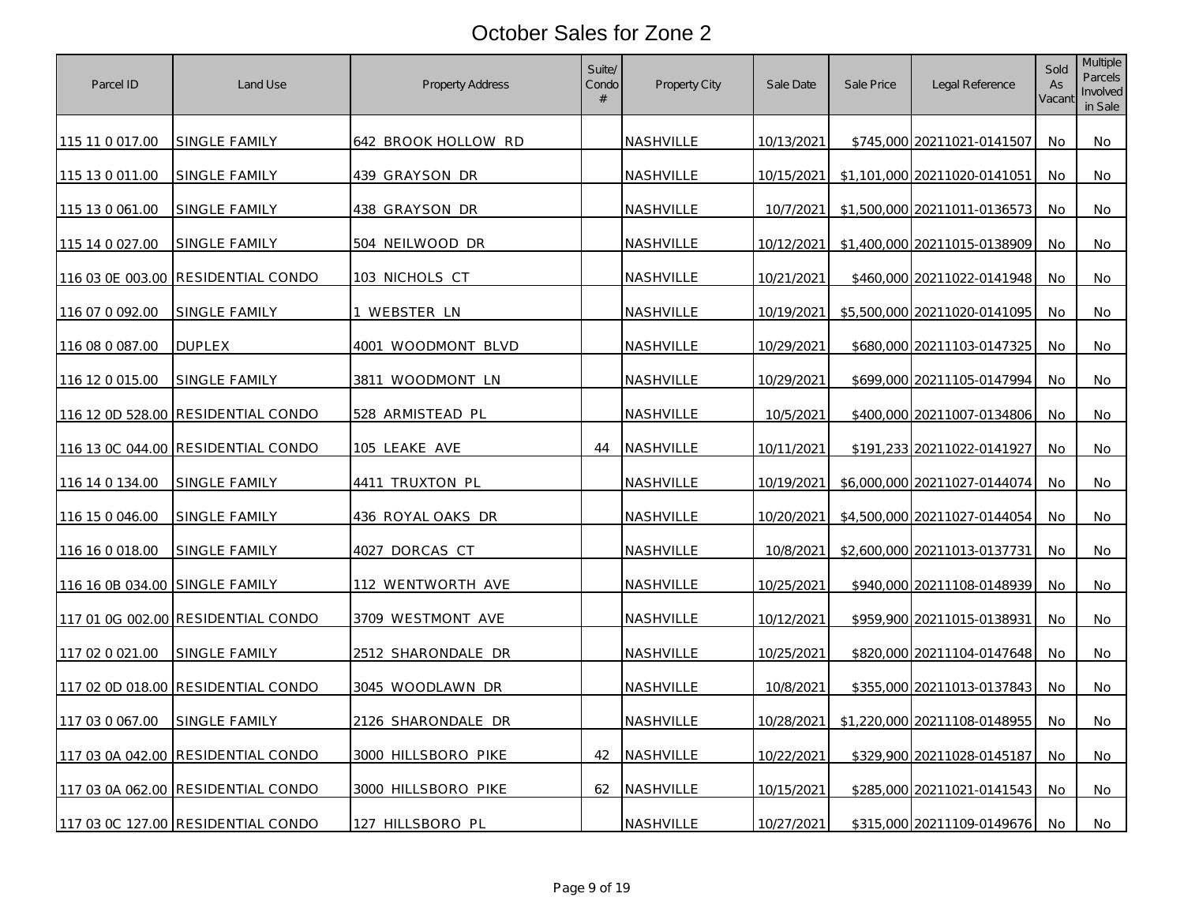# October Sales for Zone 2

| Parcel ID | Land Use | Property Address | Suite/ Condo # | Property City | Sale Date | Sale Price | Legal Reference | Sold As Vacant | Multiple Parcels Involved in Sale |
|---|---|---|---|---|---|---|---|---|---|
| 115 11 0 017.00 | SINGLE FAMILY | 642 BROOK HOLLOW RD | | NASHVILLE | 10/13/2021 | $745,000 | 20211021-0141507 | No | No |
| 115 13 0 011.00 | SINGLE FAMILY | 439 GRAYSON DR | | NASHVILLE | 10/15/2021 | $1,101,000 | 20211020-0141051 | No | No |
| 115 13 0 061.00 | SINGLE FAMILY | 438 GRAYSON DR | | NASHVILLE | 10/7/2021 | $1,500,000 | 20211011-0136573 | No | No |
| 115 14 0 027.00 | SINGLE FAMILY | 504 NEILWOOD DR | | NASHVILLE | 10/12/2021 | $1,400,000 | 20211015-0138909 | No | No |
| 116 03 0E 003.00 | RESIDENTIAL CONDO | 103 NICHOLS CT | | NASHVILLE | 10/21/2021 | $460,000 | 20211022-0141948 | No | No |
| 116 07 0 092.00 | SINGLE FAMILY | 1 WEBSTER LN | | NASHVILLE | 10/19/2021 | $5,500,000 | 20211020-0141095 | No | No |
| 116 08 0 087.00 | DUPLEX | 4001 WOODMONT BLVD | | NASHVILLE | 10/29/2021 | $680,000 | 20211103-0147325 | No | No |
| 116 12 0 015.00 | SINGLE FAMILY | 3811 WOODMONT LN | | NASHVILLE | 10/29/2021 | $699,000 | 20211105-0147994 | No | No |
| 116 12 0D 528.00 | RESIDENTIAL CONDO | 528 ARMISTEAD PL | | NASHVILLE | 10/5/2021 | $400,000 | 20211007-0134806 | No | No |
| 116 13 0C 044.00 | RESIDENTIAL CONDO | 105 LEAKE AVE | 44 | NASHVILLE | 10/11/2021 | $191,233 | 20211022-0141927 | No | No |
| 116 14 0 134.00 | SINGLE FAMILY | 4411 TRUXTON PL | | NASHVILLE | 10/19/2021 | $6,000,000 | 20211027-0144074 | No | No |
| 116 15 0 046.00 | SINGLE FAMILY | 436 ROYAL OAKS DR | | NASHVILLE | 10/20/2021 | $4,500,000 | 20211027-0144054 | No | No |
| 116 16 0 018.00 | SINGLE FAMILY | 4027 DORCAS CT | | NASHVILLE | 10/8/2021 | $2,600,000 | 20211013-0137731 | No | No |
| 116 16 0B 034.00 | SINGLE FAMILY | 112 WENTWORTH AVE | | NASHVILLE | 10/25/2021 | $940,000 | 20211108-0148939 | No | No |
| 117 01 0G 002.00 | RESIDENTIAL CONDO | 3709 WESTMONT AVE | | NASHVILLE | 10/12/2021 | $959,900 | 20211015-0138931 | No | No |
| 117 02 0 021.00 | SINGLE FAMILY | 2512 SHARONDALE DR | | NASHVILLE | 10/25/2021 | $820,000 | 20211104-0147648 | No | No |
| 117 02 0D 018.00 | RESIDENTIAL CONDO | 3045 WOODLAWN DR | | NASHVILLE | 10/8/2021 | $355,000 | 20211013-0137843 | No | No |
| 117 03 0 067.00 | SINGLE FAMILY | 2126 SHARONDALE DR | | NASHVILLE | 10/28/2021 | $1,220,000 | 20211108-0148955 | No | No |
| 117 03 0A 042.00 | RESIDENTIAL CONDO | 3000 HILLSBORO PIKE | 42 | NASHVILLE | 10/22/2021 | $329,900 | 20211028-0145187 | No | No |
| 117 03 0A 062.00 | RESIDENTIAL CONDO | 3000 HILLSBORO PIKE | 62 | NASHVILLE | 10/15/2021 | $285,000 | 20211021-0141543 | No | No |
| 117 03 0C 127.00 | RESIDENTIAL CONDO | 127 HILLSBORO PL | | NASHVILLE | 10/27/2021 | $315,000 | 20211109-0149676 | No | No |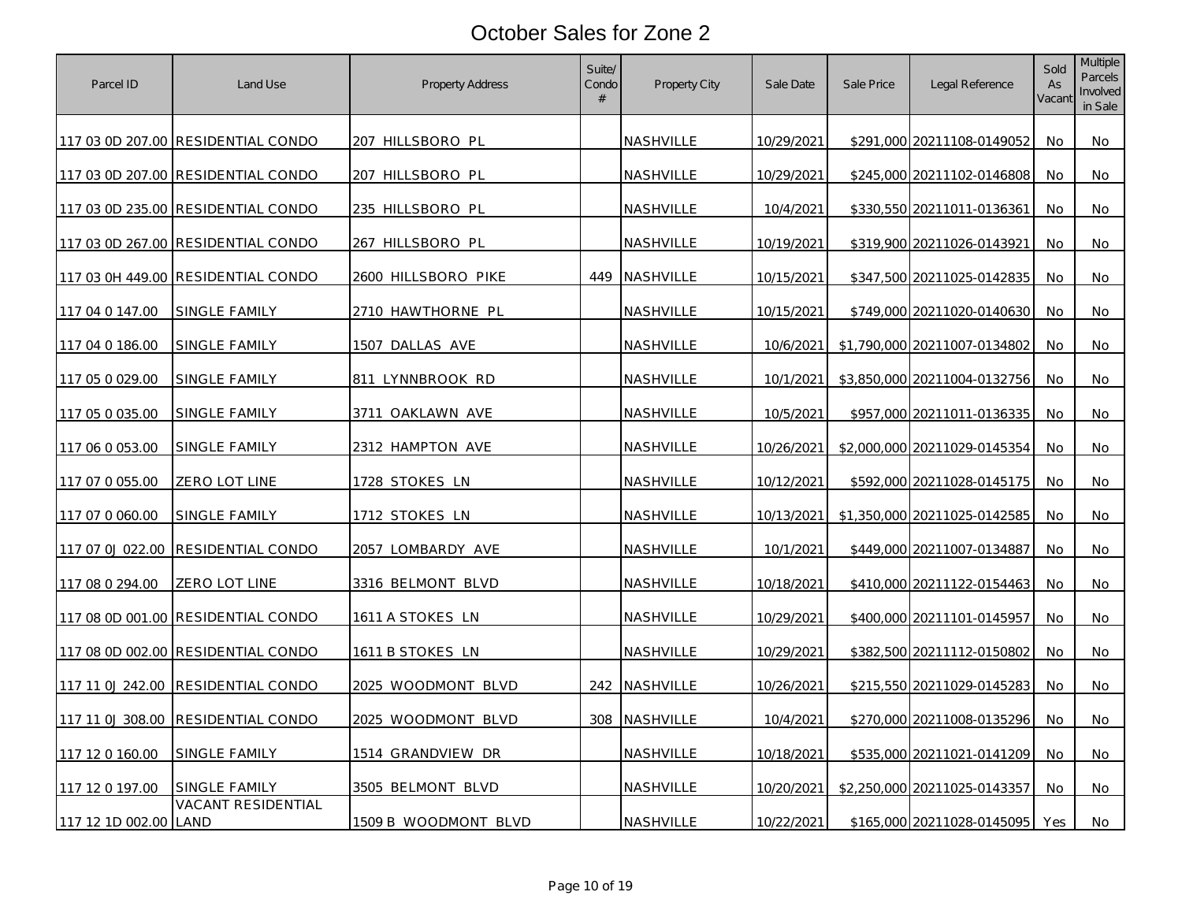# October Sales for Zone 2

| Parcel ID | Land Use | Property Address | Suite/ Condo # | Property City | Sale Date | Sale Price | Legal Reference | Sold As Vacant | Multiple Parcels Involved in Sale |
|---|---|---|---|---|---|---|---|---|---|
| 117 03 0D 207.00 | RESIDENTIAL CONDO | 207 HILLSBORO PL | | NASHVILLE | 10/29/2021 | $291,000 | 20211108-0149052 | No | No |
| 117 03 0D 207.00 | RESIDENTIAL CONDO | 207 HILLSBORO PL | | NASHVILLE | 10/29/2021 | $245,000 | 20211102-0146808 | No | No |
| 117 03 0D 235.00 | RESIDENTIAL CONDO | 235 HILLSBORO PL | | NASHVILLE | 10/4/2021 | $330,550 | 20211011-0136361 | No | No |
| 117 03 0D 267.00 | RESIDENTIAL CONDO | 267 HILLSBORO PL | | NASHVILLE | 10/19/2021 | $319,900 | 20211026-0143921 | No | No |
| 117 03 0H 449.00 | RESIDENTIAL CONDO | 2600 HILLSBORO PIKE | 449 | NASHVILLE | 10/15/2021 | $347,500 | 20211025-0142835 | No | No |
| 117 04 0 147.00 | SINGLE FAMILY | 2710 HAWTHORNE PL | | NASHVILLE | 10/15/2021 | $749,000 | 20211020-0140630 | No | No |
| 117 04 0 186.00 | SINGLE FAMILY | 1507 DALLAS AVE | | NASHVILLE | 10/6/2021 | $1,790,000 | 20211007-0134802 | No | No |
| 117 05 0 029.00 | SINGLE FAMILY | 811 LYNNBROOK RD | | NASHVILLE | 10/1/2021 | $3,850,000 | 20211004-0132756 | No | No |
| 117 05 0 035.00 | SINGLE FAMILY | 3711 OAKLAWN AVE | | NASHVILLE | 10/5/2021 | $957,000 | 20211011-0136335 | No | No |
| 117 06 0 053.00 | SINGLE FAMILY | 2312 HAMPTON AVE | | NASHVILLE | 10/26/2021 | $2,000,000 | 20211029-0145354 | No | No |
| 117 07 0 055.00 | ZERO LOT LINE | 1728 STOKES LN | | NASHVILLE | 10/12/2021 | $592,000 | 20211028-0145175 | No | No |
| 117 07 0 060.00 | SINGLE FAMILY | 1712 STOKES LN | | NASHVILLE | 10/13/2021 | $1,350,000 | 20211025-0142585 | No | No |
| 117 07 0J 022.00 | RESIDENTIAL CONDO | 2057 LOMBARDY AVE | | NASHVILLE | 10/1/2021 | $449,000 | 20211007-0134887 | No | No |
| 117 08 0 294.00 | ZERO LOT LINE | 3316 BELMONT BLVD | | NASHVILLE | 10/18/2021 | $410,000 | 20211122-0154463 | No | No |
| 117 08 0D 001.00 | RESIDENTIAL CONDO | 1611 A STOKES LN | | NASHVILLE | 10/29/2021 | $400,000 | 20211101-0145957 | No | No |
| 117 08 0D 002.00 | RESIDENTIAL CONDO | 1611 B STOKES LN | | NASHVILLE | 10/29/2021 | $382,500 | 20211112-0150802 | No | No |
| 117 11 0J 242.00 | RESIDENTIAL CONDO | 2025 WOODMONT BLVD | 242 | NASHVILLE | 10/26/2021 | $215,550 | 20211029-0145283 | No | No |
| 117 11 0J 308.00 | RESIDENTIAL CONDO | 2025 WOODMONT BLVD | 308 | NASHVILLE | 10/4/2021 | $270,000 | 20211008-0135296 | No | No |
| 117 12 0 160.00 | SINGLE FAMILY | 1514 GRANDVIEW DR | | NASHVILLE | 10/18/2021 | $535,000 | 20211021-0141209 | No | No |
| 117 12 0 197.00 | SINGLE FAMILY | 3505 BELMONT BLVD | | NASHVILLE | 10/20/2021 | $2,250,000 | 20211025-0143357 | No | No |
| 117 12 1D 002.00 | VACANT RESIDENTIAL LAND | 1509 B WOODMONT BLVD | | NASHVILLE | 10/22/2021 | $165,000 | 20211028-0145095 | Yes | No |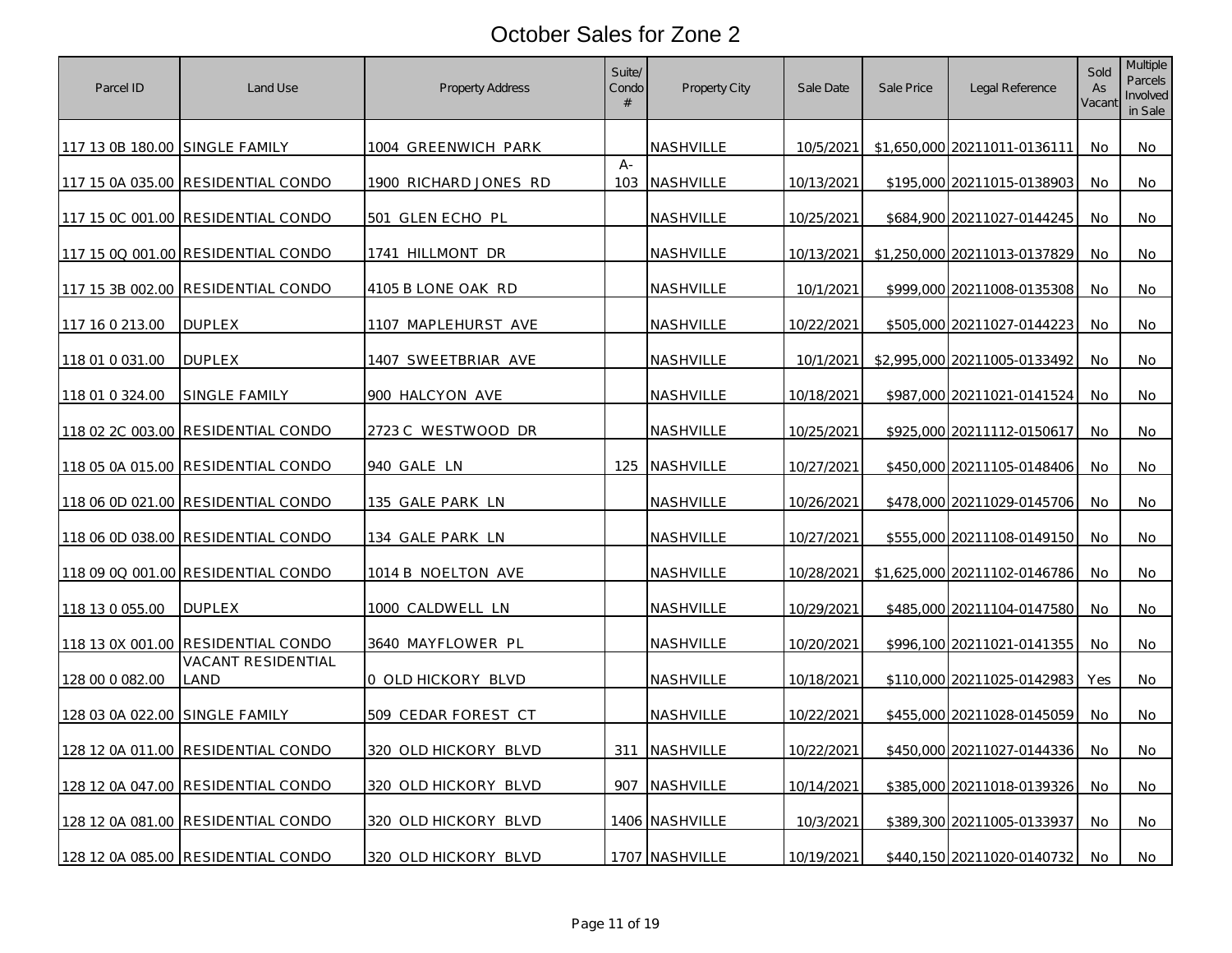# October Sales for Zone 2

| Parcel ID | Land Use | Property Address | Suite/ Condo # | Property City | Sale Date | Sale Price | Legal Reference | Sold As Vacant | Multiple Parcels Involved in Sale |
|---|---|---|---|---|---|---|---|---|---|
| 117 13 0B 180.00 | SINGLE FAMILY | 1004 GREENWICH PARK | | NASHVILLE | 10/5/2021 | $1,650,000 | 20211011-0136111 | No | No |
| 117 15 0A 035.00 | RESIDENTIAL CONDO | 1900 RICHARD JONES RD | A-103 | NASHVILLE | 10/13/2021 | $195,000 | 20211015-0138903 | No | No |
| 117 15 0C 001.00 | RESIDENTIAL CONDO | 501 GLEN ECHO PL | | NASHVILLE | 10/25/2021 | $684,900 | 20211027-0144245 | No | No |
| 117 15 0Q 001.00 | RESIDENTIAL CONDO | 1741 HILLMONT DR | | NASHVILLE | 10/13/2021 | $1,250,000 | 20211013-0137829 | No | No |
| 117 15 3B 002.00 | RESIDENTIAL CONDO | 4105 B LONE OAK RD | | NASHVILLE | 10/1/2021 | $999,000 | 20211008-0135308 | No | No |
| 117 16 0 213.00 | DUPLEX | 1107 MAPLEHURST AVE | | NASHVILLE | 10/22/2021 | $505,000 | 20211027-0144223 | No | No |
| 118 01 0 031.00 | DUPLEX | 1407 SWEETBRIAR AVE | | NASHVILLE | 10/1/2021 | $2,995,000 | 20211005-0133492 | No | No |
| 118 01 0 324.00 | SINGLE FAMILY | 900 HALCYON AVE | | NASHVILLE | 10/18/2021 | $987,000 | 20211021-0141524 | No | No |
| 118 02 2C 003.00 | RESIDENTIAL CONDO | 2723 C WESTWOOD DR | | NASHVILLE | 10/25/2021 | $925,000 | 20211112-0150617 | No | No |
| 118 05 0A 015.00 | RESIDENTIAL CONDO | 940 GALE LN | 125 | NASHVILLE | 10/27/2021 | $450,000 | 20211105-0148406 | No | No |
| 118 06 0D 021.00 | RESIDENTIAL CONDO | 135 GALE PARK LN | | NASHVILLE | 10/26/2021 | $478,000 | 20211029-0145706 | No | No |
| 118 06 0D 038.00 | RESIDENTIAL CONDO | 134 GALE PARK LN | | NASHVILLE | 10/27/2021 | $555,000 | 20211108-0149150 | No | No |
| 118 09 0Q 001.00 | RESIDENTIAL CONDO | 1014 B NOELTON AVE | | NASHVILLE | 10/28/2021 | $1,625,000 | 20211102-0146786 | No | No |
| 118 13 0 055.00 | DUPLEX | 1000 CALDWELL LN | | NASHVILLE | 10/29/2021 | $485,000 | 20211104-0147580 | No | No |
| 118 13 0X 001.00 | RESIDENTIAL CONDO | 3640 MAYFLOWER PL | | NASHVILLE | 10/20/2021 | $996,100 | 20211021-0141355 | No | No |
| 128 00 0 082.00 | VACANT RESIDENTIAL LAND | 0 OLD HICKORY BLVD | | NASHVILLE | 10/18/2021 | $110,000 | 20211025-0142983 | Yes | No |
| 128 03 0A 022.00 | SINGLE FAMILY | 509 CEDAR FOREST CT | | NASHVILLE | 10/22/2021 | $455,000 | 20211028-0145059 | No | No |
| 128 12 0A 011.00 | RESIDENTIAL CONDO | 320 OLD HICKORY BLVD | 311 | NASHVILLE | 10/22/2021 | $450,000 | 20211027-0144336 | No | No |
| 128 12 0A 047.00 | RESIDENTIAL CONDO | 320 OLD HICKORY BLVD | 907 | NASHVILLE | 10/14/2021 | $385,000 | 20211018-0139326 | No | No |
| 128 12 0A 081.00 | RESIDENTIAL CONDO | 320 OLD HICKORY BLVD | 1406 | NASHVILLE | 10/3/2021 | $389,300 | 20211005-0133937 | No | No |
| 128 12 0A 085.00 | RESIDENTIAL CONDO | 320 OLD HICKORY BLVD | 1707 | NASHVILLE | 10/19/2021 | $440,150 | 20211020-0140732 | No | No |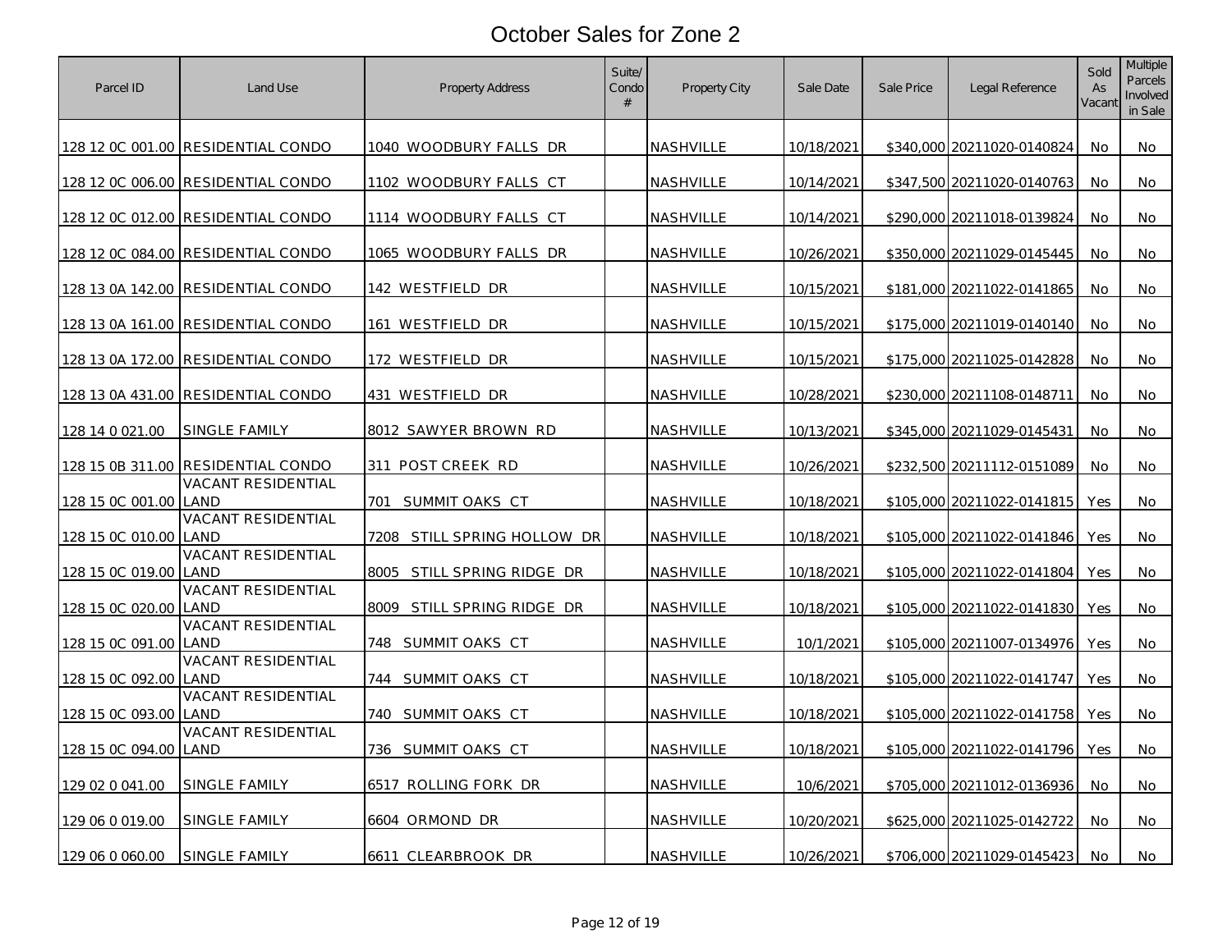# October Sales for Zone 2

| Parcel ID | Land Use | Property Address | Suite/ Condo # | Property City | Sale Date | Sale Price | Legal Reference | Sold As Vacant | Multiple Parcels Involved in Sale |
|---|---|---|---|---|---|---|---|---|---|
| 128 12 0C 001.00 | RESIDENTIAL CONDO | 1040 WOODBURY FALLS DR | | NASHVILLE | 10/18/2021 | $340,000 | 20211020-0140824 | No | No |
| 128 12 0C 006.00 | RESIDENTIAL CONDO | 1102 WOODBURY FALLS CT | | NASHVILLE | 10/14/2021 | $347,500 | 20211020-0140763 | No | No |
| 128 12 0C 012.00 | RESIDENTIAL CONDO | 1114 WOODBURY FALLS CT | | NASHVILLE | 10/14/2021 | $290,000 | 20211018-0139824 | No | No |
| 128 12 0C 084.00 | RESIDENTIAL CONDO | 1065 WOODBURY FALLS DR | | NASHVILLE | 10/26/2021 | $350,000 | 20211029-0145445 | No | No |
| 128 13 0A 142.00 | RESIDENTIAL CONDO | 142 WESTFIELD DR | | NASHVILLE | 10/15/2021 | $181,000 | 20211022-0141865 | No | No |
| 128 13 0A 161.00 | RESIDENTIAL CONDO | 161 WESTFIELD DR | | NASHVILLE | 10/15/2021 | $175,000 | 20211019-0140140 | No | No |
| 128 13 0A 172.00 | RESIDENTIAL CONDO | 172 WESTFIELD DR | | NASHVILLE | 10/15/2021 | $175,000 | 20211025-0142828 | No | No |
| 128 13 0A 431.00 | RESIDENTIAL CONDO | 431 WESTFIELD DR | | NASHVILLE | 10/28/2021 | $230,000 | 20211108-0148711 | No | No |
| 128 14 0 021.00 | SINGLE FAMILY | 8012 SAWYER BROWN RD | | NASHVILLE | 10/13/2021 | $345,000 | 20211029-0145431 | No | No |
| 128 15 0B 311.00 | RESIDENTIAL CONDO | 311 POST CREEK RD | | NASHVILLE | 10/26/2021 | $232,500 | 20211112-0151089 | No | No |
| 128 15 0C 001.00 | VACANT RESIDENTIAL LAND | 701 SUMMIT OAKS CT | | NASHVILLE | 10/18/2021 | $105,000 | 20211022-0141815 | Yes | No |
| 128 15 0C 010.00 | VACANT RESIDENTIAL LAND | 7208 STILL SPRING HOLLOW DR | | NASHVILLE | 10/18/2021 | $105,000 | 20211022-0141846 | Yes | No |
| 128 15 0C 019.00 | VACANT RESIDENTIAL LAND | 8005 STILL SPRING RIDGE DR | | NASHVILLE | 10/18/2021 | $105,000 | 20211022-0141804 | Yes | No |
| 128 15 0C 020.00 | VACANT RESIDENTIAL LAND | 8009 STILL SPRING RIDGE DR | | NASHVILLE | 10/18/2021 | $105,000 | 20211022-0141830 | Yes | No |
| 128 15 0C 091.00 | VACANT RESIDENTIAL LAND | 748 SUMMIT OAKS CT | | NASHVILLE | 10/1/2021 | $105,000 | 20211007-0134976 | Yes | No |
| 128 15 0C 092.00 | VACANT RESIDENTIAL LAND | 744 SUMMIT OAKS CT | | NASHVILLE | 10/18/2021 | $105,000 | 20211022-0141747 | Yes | No |
| 128 15 0C 093.00 | VACANT RESIDENTIAL LAND | 740 SUMMIT OAKS CT | | NASHVILLE | 10/18/2021 | $105,000 | 20211022-0141758 | Yes | No |
| 128 15 0C 094.00 | VACANT RESIDENTIAL LAND | 736 SUMMIT OAKS CT | | NASHVILLE | 10/18/2021 | $105,000 | 20211022-0141796 | Yes | No |
| 129 02 0 041.00 | SINGLE FAMILY | 6517 ROLLING FORK DR | | NASHVILLE | 10/6/2021 | $705,000 | 20211012-0136936 | No | No |
| 129 06 0 019.00 | SINGLE FAMILY | 6604 ORMOND DR | | NASHVILLE | 10/20/2021 | $625,000 | 20211025-0142722 | No | No |
| 129 06 0 060.00 | SINGLE FAMILY | 6611 CLEARBROOK DR | | NASHVILLE | 10/26/2021 | $706,000 | 20211029-0145423 | No | No |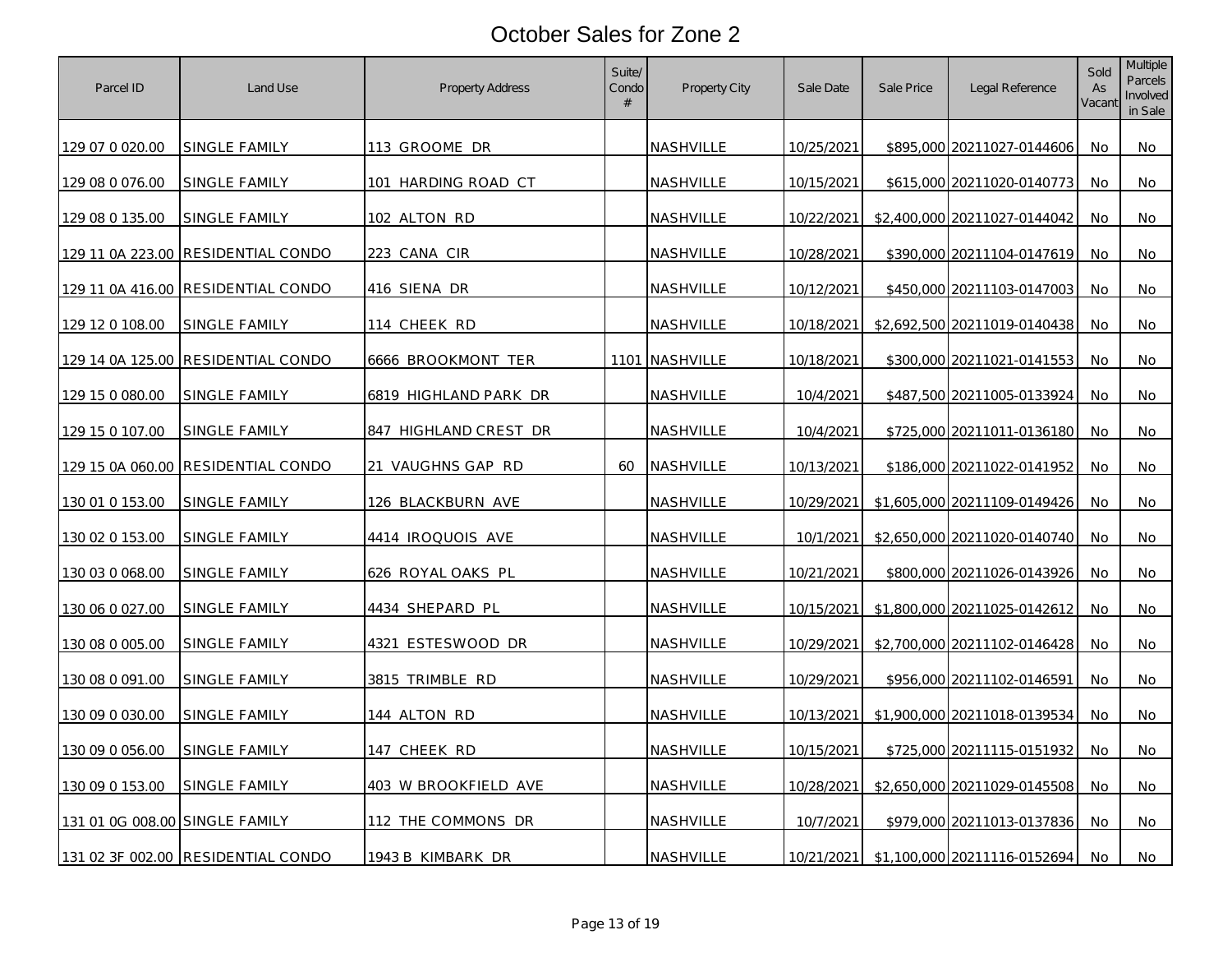# October Sales for Zone 2

| Parcel ID | Land Use | Property Address | Suite/ Condo # | Property City | Sale Date | Sale Price | Legal Reference | Sold As Vacant | Multiple Parcels Involved in Sale |
|---|---|---|---|---|---|---|---|---|---|
| 129 07 0 020.00 | SINGLE FAMILY | 113 GROOME DR | | NASHVILLE | 10/25/2021 | $895,000 | 20211027-0144606 | No | No |
| 129 08 0 076.00 | SINGLE FAMILY | 101 HARDING ROAD CT | | NASHVILLE | 10/15/2021 | $615,000 | 20211020-0140773 | No | No |
| 129 08 0 135.00 | SINGLE FAMILY | 102 ALTON RD | | NASHVILLE | 10/22/2021 | $2,400,000 | 20211027-0144042 | No | No |
| 129 11 0A 223.00 | RESIDENTIAL CONDO | 223 CANA CIR | | NASHVILLE | 10/28/2021 | $390,000 | 20211104-0147619 | No | No |
| 129 11 0A 416.00 | RESIDENTIAL CONDO | 416 SIENA DR | | NASHVILLE | 10/12/2021 | $450,000 | 20211103-0147003 | No | No |
| 129 12 0 108.00 | SINGLE FAMILY | 114 CHEEK RD | | NASHVILLE | 10/18/2021 | $2,692,500 | 20211019-0140438 | No | No |
| 129 14 0A 125.00 | RESIDENTIAL CONDO | 6666 BROOKMONT TER | 1101 | NASHVILLE | 10/18/2021 | $300,000 | 20211021-0141553 | No | No |
| 129 15 0 080.00 | SINGLE FAMILY | 6819 HIGHLAND PARK DR | | NASHVILLE | 10/4/2021 | $487,500 | 20211005-0133924 | No | No |
| 129 15 0 107.00 | SINGLE FAMILY | 847 HIGHLAND CREST DR | | NASHVILLE | 10/4/2021 | $725,000 | 20211011-0136180 | No | No |
| 129 15 0A 060.00 | RESIDENTIAL CONDO | 21 VAUGHNS GAP RD | 60 | NASHVILLE | 10/13/2021 | $186,000 | 20211022-0141952 | No | No |
| 130 01 0 153.00 | SINGLE FAMILY | 126 BLACKBURN AVE | | NASHVILLE | 10/29/2021 | $1,605,000 | 20211109-0149426 | No | No |
| 130 02 0 153.00 | SINGLE FAMILY | 4414 IROQUOIS AVE | | NASHVILLE | 10/1/2021 | $2,650,000 | 20211020-0140740 | No | No |
| 130 03 0 068.00 | SINGLE FAMILY | 626 ROYAL OAKS PL | | NASHVILLE | 10/21/2021 | $800,000 | 20211026-0143926 | No | No |
| 130 06 0 027.00 | SINGLE FAMILY | 4434 SHEPARD PL | | NASHVILLE | 10/15/2021 | $1,800,000 | 20211025-0142612 | No | No |
| 130 08 0 005.00 | SINGLE FAMILY | 4321 ESTESWOOD DR | | NASHVILLE | 10/29/2021 | $2,700,000 | 20211102-0146428 | No | No |
| 130 08 0 091.00 | SINGLE FAMILY | 3815 TRIMBLE RD | | NASHVILLE | 10/29/2021 | $956,000 | 20211102-0146591 | No | No |
| 130 09 0 030.00 | SINGLE FAMILY | 144 ALTON RD | | NASHVILLE | 10/13/2021 | $1,900,000 | 20211018-0139534 | No | No |
| 130 09 0 056.00 | SINGLE FAMILY | 147 CHEEK RD | | NASHVILLE | 10/15/2021 | $725,000 | 20211115-0151932 | No | No |
| 130 09 0 153.00 | SINGLE FAMILY | 403 W BROOKFIELD AVE | | NASHVILLE | 10/28/2021 | $2,650,000 | 20211029-0145508 | No | No |
| 131 01 0G 008.00 | SINGLE FAMILY | 112 THE COMMONS DR | | NASHVILLE | 10/7/2021 | $979,000 | 20211013-0137836 | No | No |
| 131 02 3F 002.00 | RESIDENTIAL CONDO | 1943 B KIMBARK DR | | NASHVILLE | 10/21/2021 | $1,100,000 | 20211116-0152694 | No | No |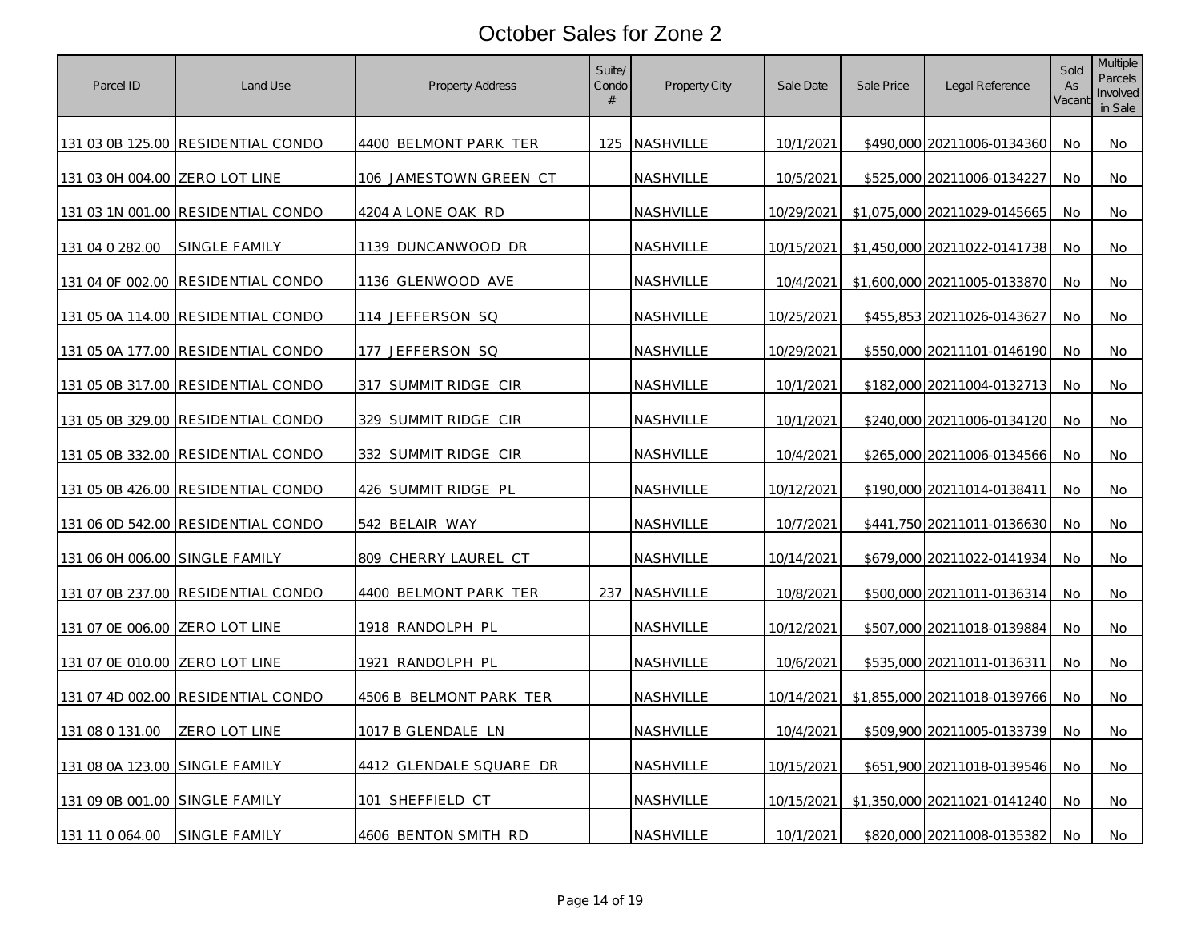# October Sales for Zone 2

| Parcel ID | Land Use | Property Address | Suite/ Condo # | Property City | Sale Date | Sale Price | Legal Reference | Sold As Vacant | Multiple Parcels Involved in Sale |
|---|---|---|---|---|---|---|---|---|---|
| 131 03 0B 125.00 | RESIDENTIAL CONDO | 4400 BELMONT PARK TER | 125 | NASHVILLE | 10/1/2021 | $490,000 | 20211006-0134360 | No | No |
| 131 03 0H 004.00 | ZERO LOT LINE | 106 JAMESTOWN GREEN CT | | NASHVILLE | 10/5/2021 | $525,000 | 20211006-0134227 | No | No |
| 131 03 1N 001.00 | RESIDENTIAL CONDO | 4204 A LONE OAK RD | | NASHVILLE | 10/29/2021 | $1,075,000 | 20211029-0145665 | No | No |
| 131 04 0 282.00 | SINGLE FAMILY | 1139 DUNCANWOOD DR | | NASHVILLE | 10/15/2021 | $1,450,000 | 20211022-0141738 | No | No |
| 131 04 0F 002.00 | RESIDENTIAL CONDO | 1136 GLENWOOD AVE | | NASHVILLE | 10/4/2021 | $1,600,000 | 20211005-0133870 | No | No |
| 131 05 0A 114.00 | RESIDENTIAL CONDO | 114 JEFFERSON SQ | | NASHVILLE | 10/25/2021 | $455,853 | 20211026-0143627 | No | No |
| 131 05 0A 177.00 | RESIDENTIAL CONDO | 177 JEFFERSON SQ | | NASHVILLE | 10/29/2021 | $550,000 | 20211101-0146190 | No | No |
| 131 05 0B 317.00 | RESIDENTIAL CONDO | 317 SUMMIT RIDGE CIR | | NASHVILLE | 10/1/2021 | $182,000 | 20211004-0132713 | No | No |
| 131 05 0B 329.00 | RESIDENTIAL CONDO | 329 SUMMIT RIDGE CIR | | NASHVILLE | 10/1/2021 | $240,000 | 20211006-0134120 | No | No |
| 131 05 0B 332.00 | RESIDENTIAL CONDO | 332 SUMMIT RIDGE CIR | | NASHVILLE | 10/4/2021 | $265,000 | 20211006-0134566 | No | No |
| 131 05 0B 426.00 | RESIDENTIAL CONDO | 426 SUMMIT RIDGE PL | | NASHVILLE | 10/12/2021 | $190,000 | 20211014-0138411 | No | No |
| 131 06 0D 542.00 | RESIDENTIAL CONDO | 542 BELAIR WAY | | NASHVILLE | 10/7/2021 | $441,750 | 20211011-0136630 | No | No |
| 131 06 0H 006.00 | SINGLE FAMILY | 809 CHERRY LAUREL CT | | NASHVILLE | 10/14/2021 | $679,000 | 20211022-0141934 | No | No |
| 131 07 0B 237.00 | RESIDENTIAL CONDO | 4400 BELMONT PARK TER | 237 | NASHVILLE | 10/8/2021 | $500,000 | 20211011-0136314 | No | No |
| 131 07 0E 006.00 | ZERO LOT LINE | 1918 RANDOLPH PL | | NASHVILLE | 10/12/2021 | $507,000 | 20211018-0139884 | No | No |
| 131 07 0E 010.00 | ZERO LOT LINE | 1921 RANDOLPH PL | | NASHVILLE | 10/6/2021 | $535,000 | 20211011-0136311 | No | No |
| 131 07 4D 002.00 | RESIDENTIAL CONDO | 4506 B BELMONT PARK TER | | NASHVILLE | 10/14/2021 | $1,855,000 | 20211018-0139766 | No | No |
| 131 08 0 131.00 | ZERO LOT LINE | 1017 B GLENDALE LN | | NASHVILLE | 10/4/2021 | $509,900 | 20211005-0133739 | No | No |
| 131 08 0A 123.00 | SINGLE FAMILY | 4412 GLENDALE SQUARE DR | | NASHVILLE | 10/15/2021 | $651,900 | 20211018-0139546 | No | No |
| 131 09 0B 001.00 | SINGLE FAMILY | 101 SHEFFIELD CT | | NASHVILLE | 10/15/2021 | $1,350,000 | 20211021-0141240 | No | No |
| 131 11 0 064.00 | SINGLE FAMILY | 4606 BENTON SMITH RD | | NASHVILLE | 10/1/2021 | $820,000 | 20211008-0135382 | No | No |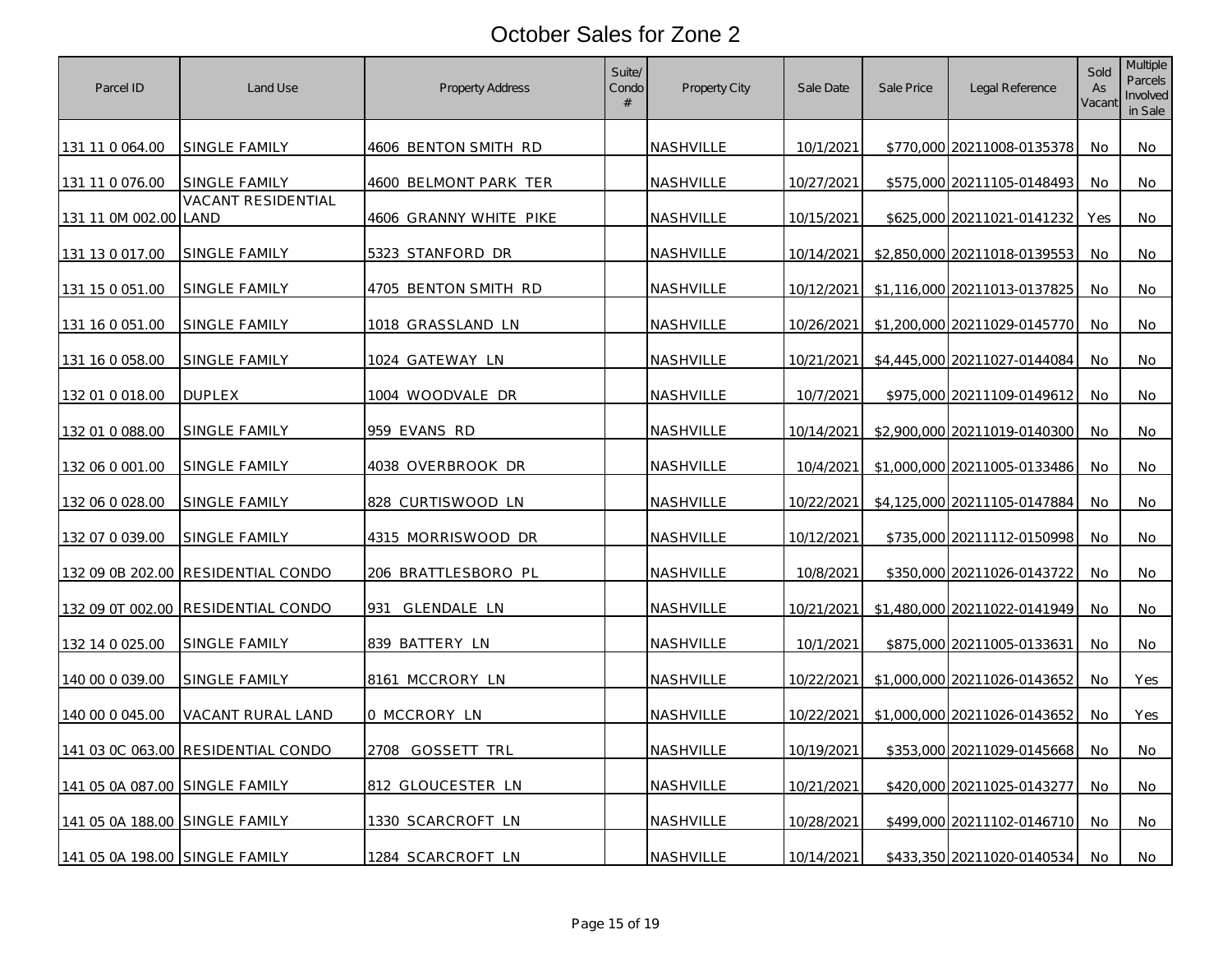# October Sales for Zone 2

| Parcel ID | Land Use | Property Address | Suite/ Condo # | Property City | Sale Date | Sale Price | Legal Reference | Sold As Vacant | Multiple Parcels Involved in Sale |
|---|---|---|---|---|---|---|---|---|---|
| 131 11 0 064.00 | SINGLE FAMILY | 4606 BENTON SMITH RD | | NASHVILLE | 10/1/2021 | $770,000 | 20211008-0135378 | No | No |
| 131 11 0 076.00 | SINGLE FAMILY | 4600 BELMONT PARK TER | | NASHVILLE | 10/27/2021 | $575,000 | 20211105-0148493 | No | No |
| 131 11 0M 002.00 | VACANT RESIDENTIAL LAND | 4606 GRANNY WHITE PIKE | | NASHVILLE | 10/15/2021 | $625,000 | 20211021-0141232 | Yes | No |
| 131 13 0 017.00 | SINGLE FAMILY | 5323 STANFORD DR | | NASHVILLE | 10/14/2021 | $2,850,000 | 20211018-0139553 | No | No |
| 131 15 0 051.00 | SINGLE FAMILY | 4705 BENTON SMITH RD | | NASHVILLE | 10/12/2021 | $1,116,000 | 20211013-0137825 | No | No |
| 131 16 0 051.00 | SINGLE FAMILY | 1018 GRASSLAND LN | | NASHVILLE | 10/26/2021 | $1,200,000 | 20211029-0145770 | No | No |
| 131 16 0 058.00 | SINGLE FAMILY | 1024 GATEWAY LN | | NASHVILLE | 10/21/2021 | $4,445,000 | 20211027-0144084 | No | No |
| 132 01 0 018.00 | DUPLEX | 1004 WOODVALE DR | | NASHVILLE | 10/7/2021 | $975,000 | 20211109-0149612 | No | No |
| 132 01 0 088.00 | SINGLE FAMILY | 959 EVANS RD | | NASHVILLE | 10/14/2021 | $2,900,000 | 20211019-0140300 | No | No |
| 132 06 0 001.00 | SINGLE FAMILY | 4038 OVERBROOK DR | | NASHVILLE | 10/4/2021 | $1,000,000 | 20211005-0133486 | No | No |
| 132 06 0 028.00 | SINGLE FAMILY | 828 CURTISWOOD LN | | NASHVILLE | 10/22/2021 | $4,125,000 | 20211105-0147884 | No | No |
| 132 07 0 039.00 | SINGLE FAMILY | 4315 MORRISWOOD DR | | NASHVILLE | 10/12/2021 | $735,000 | 20211112-0150998 | No | No |
| 132 09 0B 202.00 | RESIDENTIAL CONDO | 206 BRATTLESBORO PL | | NASHVILLE | 10/8/2021 | $350,000 | 20211026-0143722 | No | No |
| 132 09 0T 002.00 | RESIDENTIAL CONDO | 931 GLENDALE LN | | NASHVILLE | 10/21/2021 | $1,480,000 | 20211022-0141949 | No | No |
| 132 14 0 025.00 | SINGLE FAMILY | 839 BATTERY LN | | NASHVILLE | 10/1/2021 | $875,000 | 20211005-0133631 | No | No |
| 140 00 0 039.00 | SINGLE FAMILY | 8161 MCCRORY LN | | NASHVILLE | 10/22/2021 | $1,000,000 | 20211026-0143652 | No | Yes |
| 140 00 0 045.00 | VACANT RURAL LAND | 0 MCCRORY LN | | NASHVILLE | 10/22/2021 | $1,000,000 | 20211026-0143652 | No | Yes |
| 141 03 0C 063.00 | RESIDENTIAL CONDO | 2708 GOSSETT TRL | | NASHVILLE | 10/19/2021 | $353,000 | 20211029-0145668 | No | No |
| 141 05 0A 087.00 | SINGLE FAMILY | 812 GLOUCESTER LN | | NASHVILLE | 10/21/2021 | $420,000 | 20211025-0143277 | No | No |
| 141 05 0A 188.00 | SINGLE FAMILY | 1330 SCARCROFT LN | | NASHVILLE | 10/28/2021 | $499,000 | 20211102-0146710 | No | No |
| 141 05 0A 198.00 | SINGLE FAMILY | 1284 SCARCROFT LN | | NASHVILLE | 10/14/2021 | $433,350 | 20211020-0140534 | No | No |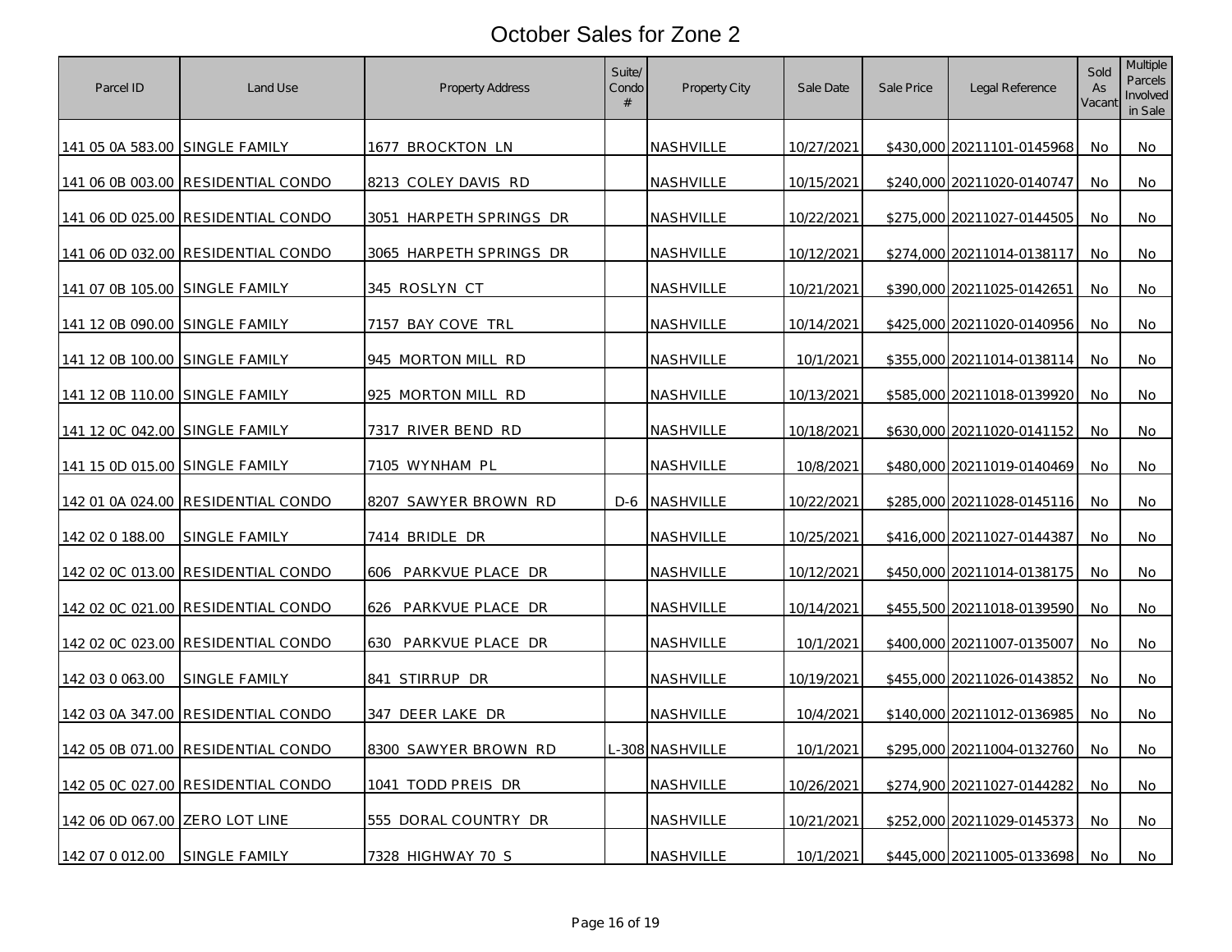# October Sales for Zone 2

| Parcel ID | Land Use | Property Address | Suite/ Condo # | Property City | Sale Date | Sale Price | Legal Reference | Sold As Vacant | Multiple Parcels Involved in Sale |
|---|---|---|---|---|---|---|---|---|---|
| 141 05 0A 583.00 | SINGLE FAMILY | 1677 BROCKTON LN | | NASHVILLE | 10/27/2021 | $430,000 | 20211101-0145968 | No | No |
| 141 06 0B 003.00 | RESIDENTIAL CONDO | 8213 COLEY DAVIS RD | | NASHVILLE | 10/15/2021 | $240,000 | 20211020-0140747 | No | No |
| 141 06 0D 025.00 | RESIDENTIAL CONDO | 3051 HARPETH SPRINGS DR | | NASHVILLE | 10/22/2021 | $275,000 | 20211027-0144505 | No | No |
| 141 06 0D 032.00 | RESIDENTIAL CONDO | 3065 HARPETH SPRINGS DR | | NASHVILLE | 10/12/2021 | $274,000 | 20211014-0138117 | No | No |
| 141 07 0B 105.00 | SINGLE FAMILY | 345 ROSLYN CT | | NASHVILLE | 10/21/2021 | $390,000 | 20211025-0142651 | No | No |
| 141 12 0B 090.00 | SINGLE FAMILY | 7157 BAY COVE TRL | | NASHVILLE | 10/14/2021 | $425,000 | 20211020-0140956 | No | No |
| 141 12 0B 100.00 | SINGLE FAMILY | 945 MORTON MILL RD | | NASHVILLE | 10/1/2021 | $355,000 | 20211014-0138114 | No | No |
| 141 12 0B 110.00 | SINGLE FAMILY | 925 MORTON MILL RD | | NASHVILLE | 10/13/2021 | $585,000 | 20211018-0139920 | No | No |
| 141 12 0C 042.00 | SINGLE FAMILY | 7317 RIVER BEND RD | | NASHVILLE | 10/18/2021 | $630,000 | 20211020-0141152 | No | No |
| 141 15 0D 015.00 | SINGLE FAMILY | 7105 WYNHAM PL | | NASHVILLE | 10/8/2021 | $480,000 | 20211019-0140469 | No | No |
| 142 01 0A 024.00 | RESIDENTIAL CONDO | 8207 SAWYER BROWN RD | D-6 | NASHVILLE | 10/22/2021 | $285,000 | 20211028-0145116 | No | No |
| 142 02 0 188.00 | SINGLE FAMILY | 7414 BRIDLE DR | | NASHVILLE | 10/25/2021 | $416,000 | 20211027-0144387 | No | No |
| 142 02 0C 013.00 | RESIDENTIAL CONDO | 606 PARKVUE PLACE DR | | NASHVILLE | 10/12/2021 | $450,000 | 20211014-0138175 | No | No |
| 142 02 0C 021.00 | RESIDENTIAL CONDO | 626 PARKVUE PLACE DR | | NASHVILLE | 10/14/2021 | $455,500 | 20211018-0139590 | No | No |
| 142 02 0C 023.00 | RESIDENTIAL CONDO | 630 PARKVUE PLACE DR | | NASHVILLE | 10/1/2021 | $400,000 | 20211007-0135007 | No | No |
| 142 03 0 063.00 | SINGLE FAMILY | 841 STIRRUP DR | | NASHVILLE | 10/19/2021 | $455,000 | 20211026-0143852 | No | No |
| 142 03 0A 347.00 | RESIDENTIAL CONDO | 347 DEER LAKE DR | | NASHVILLE | 10/4/2021 | $140,000 | 20211012-0136985 | No | No |
| 142 05 0B 071.00 | RESIDENTIAL CONDO | 8300 SAWYER BROWN RD | L-308 | NASHVILLE | 10/1/2021 | $295,000 | 20211004-0132760 | No | No |
| 142 05 0C 027.00 | RESIDENTIAL CONDO | 1041 TODD PREIS DR | | NASHVILLE | 10/26/2021 | $274,900 | 20211027-0144282 | No | No |
| 142 06 0D 067.00 | ZERO LOT LINE | 555 DORAL COUNTRY DR | | NASHVILLE | 10/21/2021 | $252,000 | 20211029-0145373 | No | No |
| 142 07 0 012.00 | SINGLE FAMILY | 7328 HIGHWAY 70 S | | NASHVILLE | 10/1/2021 | $445,000 | 20211005-0133698 | No | No |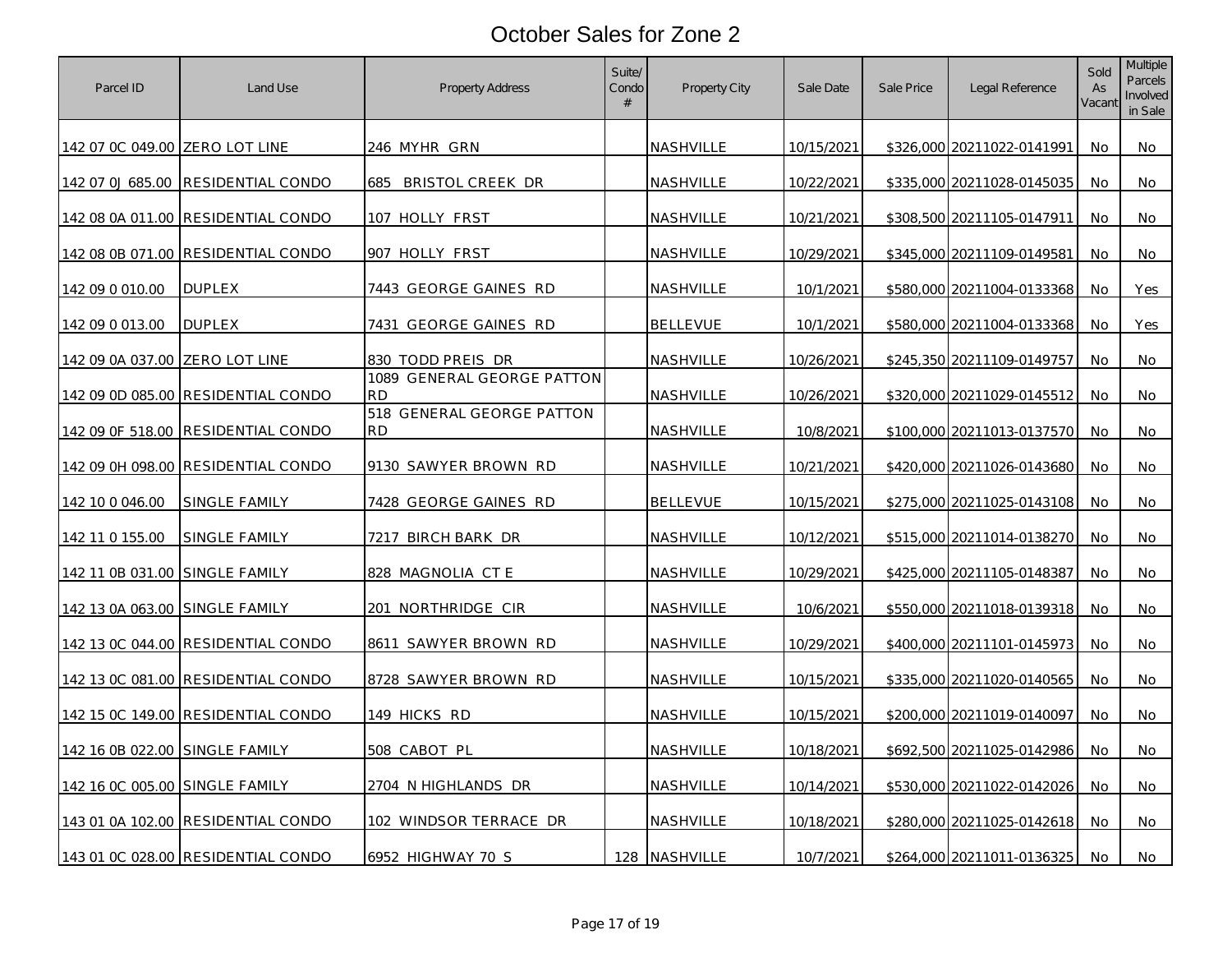# October Sales for Zone 2

| Parcel ID | Land Use | Property Address | Suite/ Condo # | Property City | Sale Date | Sale Price | Legal Reference | Sold As Vacant | Multiple Parcels Involved in Sale |
|---|---|---|---|---|---|---|---|---|---|
| 142 07 0C 049.00 | ZERO LOT LINE | 246 MYHR GRN | | NASHVILLE | 10/15/2021 | $326,000 | 20211022-0141991 | No | No |
| 142 07 0J 685.00 | RESIDENTIAL CONDO | 685 BRISTOL CREEK DR | | NASHVILLE | 10/22/2021 | $335,000 | 20211028-0145035 | No | No |
| 142 08 0A 011.00 | RESIDENTIAL CONDO | 107 HOLLY FRST | | NASHVILLE | 10/21/2021 | $308,500 | 20211105-0147911 | No | No |
| 142 08 0B 071.00 | RESIDENTIAL CONDO | 907 HOLLY FRST | | NASHVILLE | 10/29/2021 | $345,000 | 20211109-0149581 | No | No |
| 142 09 0 010.00 | DUPLEX | 7443 GEORGE GAINES RD | | NASHVILLE | 10/1/2021 | $580,000 | 20211004-0133368 | No | Yes |
| 142 09 0 013.00 | DUPLEX | 7431 GEORGE GAINES RD | | BELLEVUE | 10/1/2021 | $580,000 | 20211004-0133368 | No | Yes |
| 142 09 0A 037.00 | ZERO LOT LINE | 830 TODD PREIS DR | | NASHVILLE | 10/26/2021 | $245,350 | 20211109-0149757 | No | No |
| 142 09 0D 085.00 | RESIDENTIAL CONDO | 1089 GENERAL GEORGE PATTON RD | | NASHVILLE | 10/26/2021 | $320,000 | 20211029-0145512 | No | No |
| 142 09 0F 518.00 | RESIDENTIAL CONDO | 518 GENERAL GEORGE PATTON RD | | NASHVILLE | 10/8/2021 | $100,000 | 20211013-0137570 | No | No |
| 142 09 0H 098.00 | RESIDENTIAL CONDO | 9130 SAWYER BROWN RD | | NASHVILLE | 10/21/2021 | $420,000 | 20211026-0143680 | No | No |
| 142 10 0 046.00 | SINGLE FAMILY | 7428 GEORGE GAINES RD | | BELLEVUE | 10/15/2021 | $275,000 | 20211025-0143108 | No | No |
| 142 11 0 155.00 | SINGLE FAMILY | 7217 BIRCH BARK DR | | NASHVILLE | 10/12/2021 | $515,000 | 20211014-0138270 | No | No |
| 142 11 0B 031.00 | SINGLE FAMILY | 828 MAGNOLIA CT E | | NASHVILLE | 10/29/2021 | $425,000 | 20211105-0148387 | No | No |
| 142 13 0A 063.00 | SINGLE FAMILY | 201 NORTHRIDGE CIR | | NASHVILLE | 10/6/2021 | $550,000 | 20211018-0139318 | No | No |
| 142 13 0C 044.00 | RESIDENTIAL CONDO | 8611 SAWYER BROWN RD | | NASHVILLE | 10/29/2021 | $400,000 | 20211101-0145973 | No | No |
| 142 13 0C 081.00 | RESIDENTIAL CONDO | 8728 SAWYER BROWN RD | | NASHVILLE | 10/15/2021 | $335,000 | 20211020-0140565 | No | No |
| 142 15 0C 149.00 | RESIDENTIAL CONDO | 149 HICKS RD | | NASHVILLE | 10/15/2021 | $200,000 | 20211019-0140097 | No | No |
| 142 16 0B 022.00 | SINGLE FAMILY | 508 CABOT PL | | NASHVILLE | 10/18/2021 | $692,500 | 20211025-0142986 | No | No |
| 142 16 0C 005.00 | SINGLE FAMILY | 2704 N HIGHLANDS DR | | NASHVILLE | 10/14/2021 | $530,000 | 20211022-0142026 | No | No |
| 143 01 0A 102.00 | RESIDENTIAL CONDO | 102 WINDSOR TERRACE DR | | NASHVILLE | 10/18/2021 | $280,000 | 20211025-0142618 | No | No |
| 143 01 0C 028.00 | RESIDENTIAL CONDO | 6952 HIGHWAY 70 S | 128 | NASHVILLE | 10/7/2021 | $264,000 | 20211011-0136325 | No | No |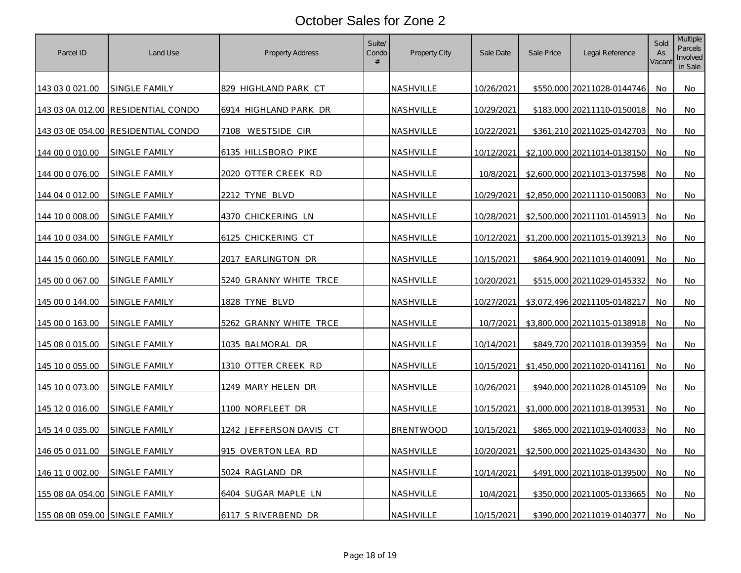# October Sales for Zone 2

| Parcel ID | Land Use | Property Address | Suite/ Condo # | Property City | Sale Date | Sale Price | Legal Reference | Sold As Vacant | Multiple Parcels Involved in Sale |
|---|---|---|---|---|---|---|---|---|---|
| 143 03 0 021.00 | SINGLE FAMILY | 829 HIGHLAND PARK CT | | NASHVILLE | 10/26/2021 | $550,000 | 20211028-0144746 | No | No |
| 143 03 0A 012.00 | RESIDENTIAL CONDO | 6914 HIGHLAND PARK DR | | NASHVILLE | 10/29/2021 | $183,000 | 20211110-0150018 | No | No |
| 143 03 0E 054.00 | RESIDENTIAL CONDO | 7108 WESTSIDE CIR | | NASHVILLE | 10/22/2021 | $361,210 | 20211025-0142703 | No | No |
| 144 00 0 010.00 | SINGLE FAMILY | 6135 HILLSBORO PIKE | | NASHVILLE | 10/12/2021 | $2,100,000 | 20211014-0138150 | No | No |
| 144 00 0 076.00 | SINGLE FAMILY | 2020 OTTER CREEK RD | | NASHVILLE | 10/8/2021 | $2,600,000 | 20211013-0137598 | No | No |
| 144 04 0 012.00 | SINGLE FAMILY | 2212 TYNE BLVD | | NASHVILLE | 10/29/2021 | $2,850,000 | 20211110-0150083 | No | No |
| 144 10 0 008.00 | SINGLE FAMILY | 4370 CHICKERING LN | | NASHVILLE | 10/28/2021 | $2,500,000 | 20211101-0145913 | No | No |
| 144 10 0 034.00 | SINGLE FAMILY | 6125 CHICKERING CT | | NASHVILLE | 10/12/2021 | $1,200,000 | 20211015-0139213 | No | No |
| 144 15 0 060.00 | SINGLE FAMILY | 2017 EARLINGTON DR | | NASHVILLE | 10/15/2021 | $864,900 | 20211019-0140091 | No | No |
| 145 00 0 067.00 | SINGLE FAMILY | 5240 GRANNY WHITE TRCE | | NASHVILLE | 10/20/2021 | $515,000 | 20211029-0145332 | No | No |
| 145 00 0 144.00 | SINGLE FAMILY | 1828 TYNE BLVD | | NASHVILLE | 10/27/2021 | $3,072,496 | 20211105-0148217 | No | No |
| 145 00 0 163.00 | SINGLE FAMILY | 5262 GRANNY WHITE TRCE | | NASHVILLE | 10/7/2021 | $3,800,000 | 20211015-0138918 | No | No |
| 145 08 0 015.00 | SINGLE FAMILY | 1035 BALMORAL DR | | NASHVILLE | 10/14/2021 | $849,720 | 20211018-0139359 | No | No |
| 145 10 0 055.00 | SINGLE FAMILY | 1310 OTTER CREEK RD | | NASHVILLE | 10/15/2021 | $1,450,000 | 20211020-0141161 | No | No |
| 145 10 0 073.00 | SINGLE FAMILY | 1249 MARY HELEN DR | | NASHVILLE | 10/26/2021 | $940,000 | 20211028-0145109 | No | No |
| 145 12 0 016.00 | SINGLE FAMILY | 1100 NORFLEET DR | | NASHVILLE | 10/15/2021 | $1,000,000 | 20211018-0139531 | No | No |
| 145 14 0 035.00 | SINGLE FAMILY | 1242 JEFFERSON DAVIS CT | | BRENTWOOD | 10/15/2021 | $865,000 | 20211019-0140033 | No | No |
| 146 05 0 011.00 | SINGLE FAMILY | 915 OVERTON LEA RD | | NASHVILLE | 10/20/2021 | $2,500,000 | 20211025-0143430 | No | No |
| 146 11 0 002.00 | SINGLE FAMILY | 5024 RAGLAND DR | | NASHVILLE | 10/14/2021 | $491,000 | 20211018-0139500 | No | No |
| 155 08 0A 054.00 | SINGLE FAMILY | 6404 SUGAR MAPLE LN | | NASHVILLE | 10/4/2021 | $350,000 | 20211005-0133665 | No | No |
| 155 08 0B 059.00 | SINGLE FAMILY | 6117 S RIVERBEND DR | | NASHVILLE | 10/15/2021 | $390,000 | 20211019-0140377 | No | No |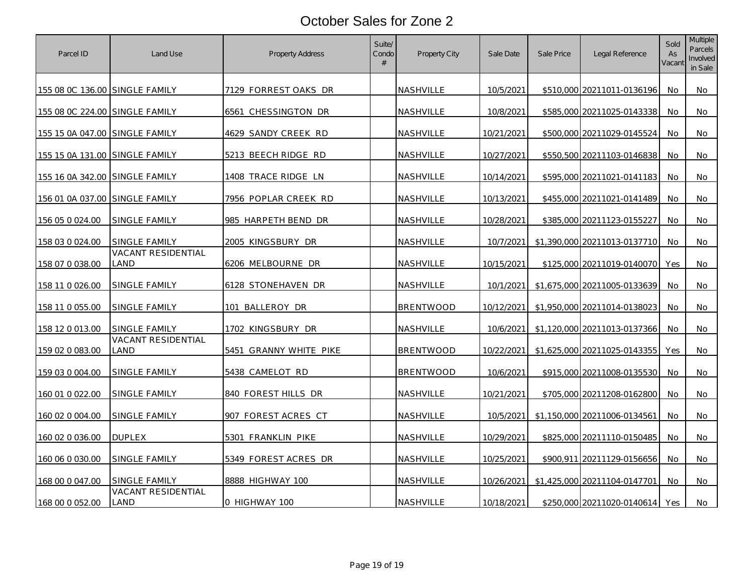# October Sales for Zone 2

| Parcel ID | Land Use | Property Address | Suite/ Condo # | Property City | Sale Date | Sale Price | Legal Reference | Sold As Vacant | Multiple Parcels Involved in Sale |
|---|---|---|---|---|---|---|---|---|---|
| 155 08 0C 136.00 | SINGLE FAMILY | 7129 FORREST OAKS DR | | NASHVILLE | 10/5/2021 | $510,000 | 20211011-0136196 | No | No |
| 155 08 0C 224.00 | SINGLE FAMILY | 6561 CHESSINGTON DR | | NASHVILLE | 10/8/2021 | $585,000 | 20211025-0143338 | No | No |
| 155 15 0A 047.00 | SINGLE FAMILY | 4629 SANDY CREEK RD | | NASHVILLE | 10/21/2021 | $500,000 | 20211029-0145524 | No | No |
| 155 15 0A 131.00 | SINGLE FAMILY | 5213 BEECH RIDGE RD | | NASHVILLE | 10/27/2021 | $550,500 | 20211103-0146838 | No | No |
| 155 16 0A 342.00 | SINGLE FAMILY | 1408 TRACE RIDGE LN | | NASHVILLE | 10/14/2021 | $595,000 | 20211021-0141183 | No | No |
| 156 01 0A 037.00 | SINGLE FAMILY | 7956 POPLAR CREEK RD | | NASHVILLE | 10/13/2021 | $455,000 | 20211021-0141489 | No | No |
| 156 05 0 024.00 | SINGLE FAMILY | 985 HARPETH BEND DR | | NASHVILLE | 10/28/2021 | $385,000 | 20211123-0155227 | No | No |
| 158 03 0 024.00 | SINGLE FAMILY | 2005 KINGSBURY DR | | NASHVILLE | 10/7/2021 | $1,390,000 | 20211013-0137710 | No | No |
| 158 07 0 038.00 | VACANT RESIDENTIAL LAND | 6206 MELBOURNE DR | | NASHVILLE | 10/15/2021 | $125,000 | 20211019-0140070 | Yes | No |
| 158 11 0 026.00 | SINGLE FAMILY | 6128 STONEHAVEN DR | | NASHVILLE | 10/1/2021 | $1,675,000 | 20211005-0133639 | No | No |
| 158 11 0 055.00 | SINGLE FAMILY | 101 BALLEROY DR | | BRENTWOOD | 10/12/2021 | $1,950,000 | 20211014-0138023 | No | No |
| 158 12 0 013.00 | SINGLE FAMILY | 1702 KINGSBURY DR | | NASHVILLE | 10/6/2021 | $1,120,000 | 20211013-0137366 | No | No |
| 159 02 0 083.00 | VACANT RESIDENTIAL LAND | 5451 GRANNY WHITE PIKE | | BRENTWOOD | 10/22/2021 | $1,625,000 | 20211025-0143355 | Yes | No |
| 159 03 0 004.00 | SINGLE FAMILY | 5438 CAMELOT RD | | BRENTWOOD | 10/6/2021 | $915,000 | 20211008-0135530 | No | No |
| 160 01 0 022.00 | SINGLE FAMILY | 840 FOREST HILLS DR | | NASHVILLE | 10/21/2021 | $705,000 | 20211208-0162800 | No | No |
| 160 02 0 004.00 | SINGLE FAMILY | 907 FOREST ACRES CT | | NASHVILLE | 10/5/2021 | $1,150,000 | 20211006-0134561 | No | No |
| 160 02 0 036.00 | DUPLEX | 5301 FRANKLIN PIKE | | NASHVILLE | 10/29/2021 | $825,000 | 20211110-0150485 | No | No |
| 160 06 0 030.00 | SINGLE FAMILY | 5349 FOREST ACRES DR | | NASHVILLE | 10/25/2021 | $900,911 | 20211129-0156656 | No | No |
| 168 00 0 047.00 | SINGLE FAMILY | 8888 HIGHWAY 100 | | NASHVILLE | 10/26/2021 | $1,425,000 | 20211104-0147701 | No | No |
| 168 00 0 052.00 | VACANT RESIDENTIAL LAND | 0 HIGHWAY 100 | | NASHVILLE | 10/18/2021 | $250,000 | 20211020-0140614 | Yes | No |